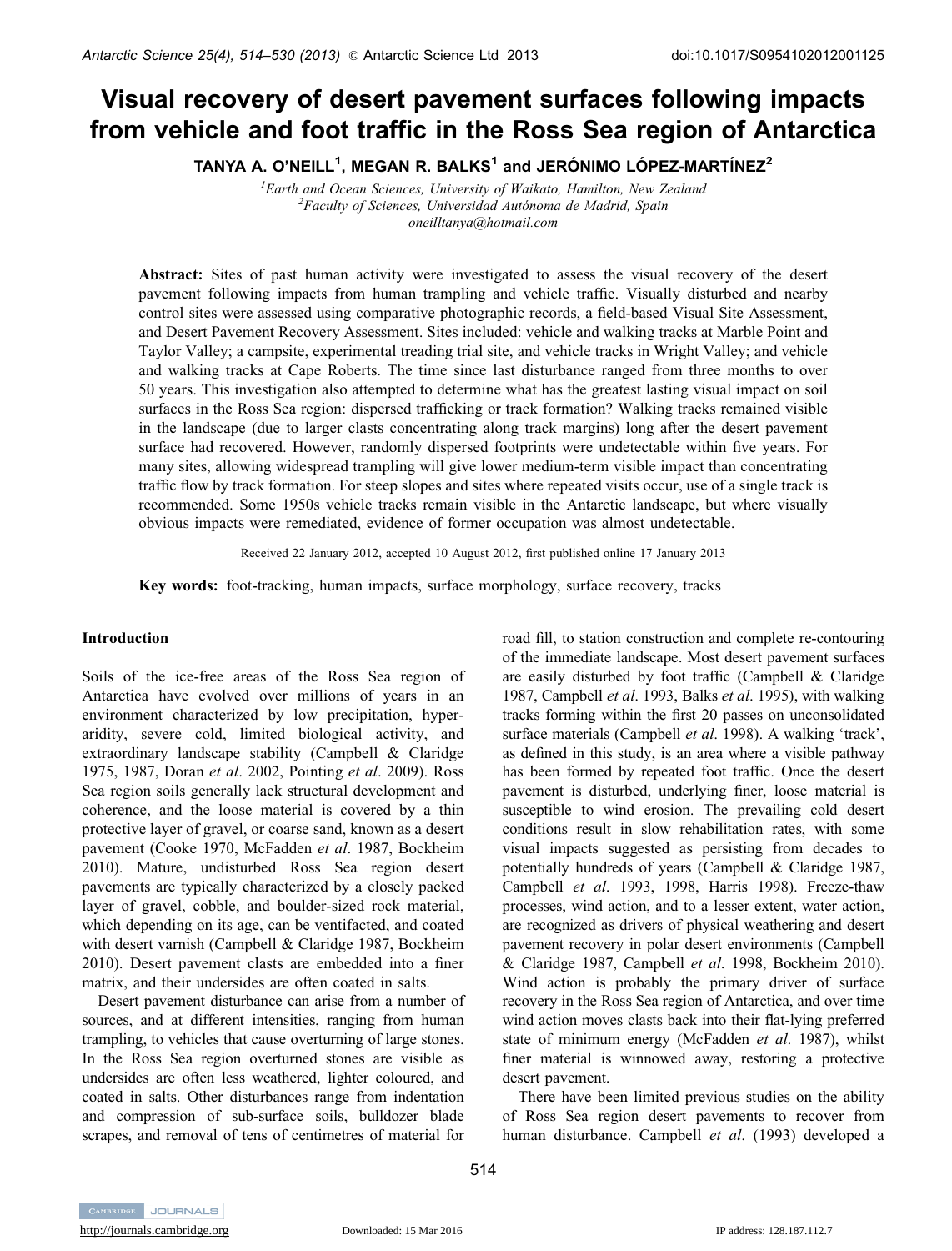# Visual recovery of desert pavement surfaces following impacts from vehicle and foot traffic in the Ross Sea region of Antarctica

**TANYA A. O'NEILL[1], MEGAN R. BALKS[1] and JERÓNIMO LÓPEZ-MARTÍNEZ[2]**

[1]*Earth and Ocean Sciences, University of Waikato, Hamilton, New Zealand*
[2]*Faculty of Sciences, Universidad Autónoma de Madrid, Spain*
*oneilltanya@hotmail.com*

**Abstract:** Sites of past human activity were investigated to assess the visual recovery of the desert pavement following impacts from human trampling and vehicle traffic. Visually disturbed and nearby control sites were assessed using comparative photographic records, a field-based Visual Site Assessment, and Desert Pavement Recovery Assessment. Sites included: vehicle and walking tracks at Marble Point and Taylor Valley; a campsite, experimental treading trial site, and vehicle tracks in Wright Valley; and vehicle and walking tracks at Cape Roberts. The time since last disturbance ranged from three months to over 50 years. This investigation also attempted to determine what has the greatest lasting visual impact on soil surfaces in the Ross Sea region: dispersed trafficking or track formation? Walking tracks remained visible in the landscape (due to larger clasts concentrating along track margins) long after the desert pavement surface had recovered. However, randomly dispersed footprints were undetectable within five years. For many sites, allowing widespread trampling will give lower medium-term visible impact than concentrating traffic flow by track formation. For steep slopes and sites where repeated visits occur, use of a single track is recommended. Some 1950s vehicle tracks remain visible in the Antarctic landscape, but where visually obvious impacts were remediated, evidence of former occupation was almost undetectable.

Received 22 January 2012, accepted 10 August 2012, first published online 17 January 2013

**Key words:** foot-tracking, human impacts, surface morphology, surface recovery, tracks

## Introduction

Soils of the ice-free areas of the Ross Sea region of Antarctica have evolved over millions of years in an environment characterized by low precipitation, hyper-aridity, severe cold, limited biological activity, and extraordinary landscape stability (Campbell & Claridge 1975, 1987, Doran *et al*. 2002, Pointing *et al*. 2009). Ross Sea region soils generally lack structural development and coherence, and the loose material is covered by a thin protective layer of gravel, or coarse sand, known as a desert pavement (Cooke 1970, McFadden *et al*. 1987, Bockheim 2010). Mature, undisturbed Ross Sea region desert pavements are typically characterized by a closely packed layer of gravel, cobble, and boulder-sized rock material, which depending on its age, can be ventifacted, and coated with desert varnish (Campbell & Claridge 1987, Bockheim 2010). Desert pavement clasts are embedded into a finer matrix, and their undersides are often coated in salts.

Desert pavement disturbance can arise from a number of sources, and at different intensities, ranging from human trampling, to vehicles that cause overturning of large stones. In the Ross Sea region overturned stones are visible as undersides are often less weathered, lighter coloured, and coated in salts. Other disturbances range from indentation and compression of sub-surface soils, bulldozer blade scrapes, and removal of tens of centimetres of material for road fill, to station construction and complete re-contouring of the immediate landscape. Most desert pavement surfaces are easily disturbed by foot traffic (Campbell & Claridge 1987, Campbell *et al*. 1993, Balks *et al*. 1995), with walking tracks forming within the first 20 passes on unconsolidated surface materials (Campbell *et al*. 1998). A walking 'track', as defined in this study, is an area where a visible pathway has been formed by repeated foot traffic. Once the desert pavement is disturbed, underlying finer, loose material is susceptible to wind erosion. The prevailing cold desert conditions result in slow rehabilitation rates, with some visual impacts suggested as persisting from decades to potentially hundreds of years (Campbell & Claridge 1987, Campbell *et al*. 1993, 1998, Harris 1998). Freeze-thaw processes, wind action, and to a lesser extent, water action, are recognized as drivers of physical weathering and desert pavement recovery in polar desert environments (Campbell & Claridge 1987, Campbell *et al*. 1998, Bockheim 2010). Wind action is probably the primary driver of surface recovery in the Ross Sea region of Antarctica, and over time wind action moves clasts back into their flat-lying preferred state of minimum energy (McFadden *et al*. 1987), whilst finer material is winnowed away, restoring a protective desert pavement.

There have been limited previous studies on the ability of Ross Sea region desert pavements to recover from human disturbance. Campbell *et al*. (1993) developed a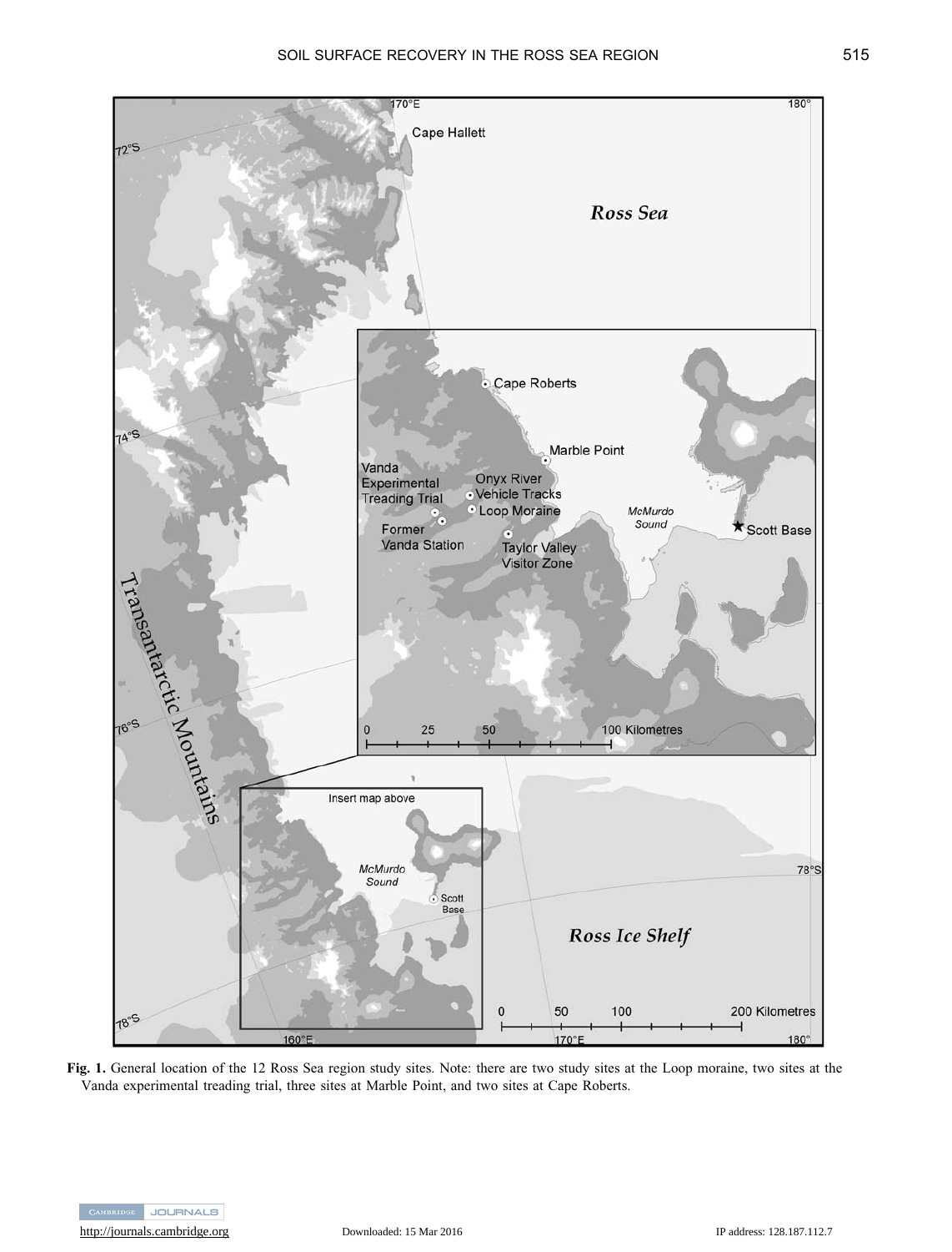**Fig. 1.** General location of the 12 Ross Sea region study sites. Note: there are two study sites at the Loop moraine, two sites at the Vanda experimental treading trial, three sites at Marble Point, and two sites at Cape Roberts.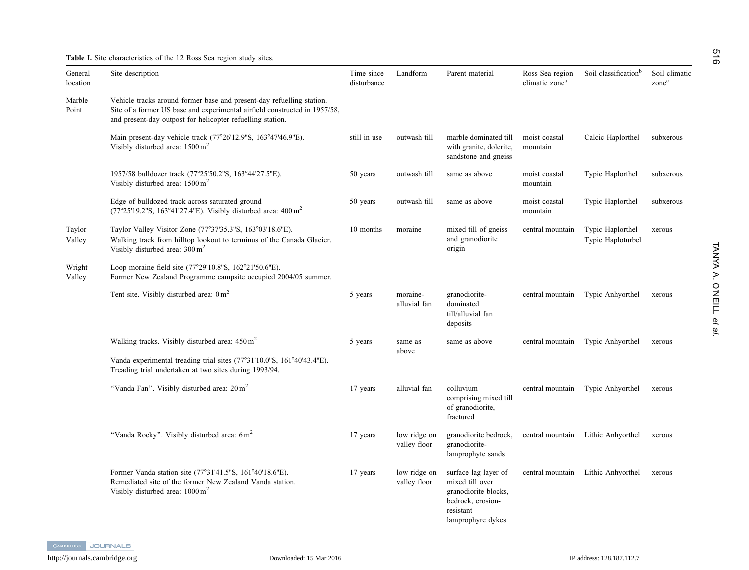**Table I.** Site characteristics of the 12 Ross Sea region study sites.

| General location | Site description | Time since disturbance | Landform | Parent material | Ross Sea region climatic zone[a] | Soil classification[b] | Soil climatic zone[c] |
|---|---|---|---|---|---|---|---|
| Marble Point | Vehicle tracks around former base and present-day refuelling station. Site of a former US base and experimental airfield constructed in 1957/58, and present-day outpost for helicopter refuelling station. | | | | | | |
| | Main present-day vehicle track (77°26'12.9"S, 163°47'46.9"E). Visibly disturbed area: 1500 $m^2$ | still in use | outwash till | marble dominated till with granite, dolerite, sandstone and gneiss | moist coastal mountain | Calcic Haplorthel | subxerous |
| | 1957/58 bulldozer track (77°25'50.2"S, 163°44'27.5"E). Visibly disturbed area: 1500 $m^2$ | 50 years | outwash till | same as above | moist coastal mountain | Typic Haplorthel | subxerous |
| | Edge of bulldozed track across saturated ground (77°25'19.2"S, 163°41'27.4"E). Visibly disturbed area: 400 $m^2$ | 50 years | outwash till | same as above | moist coastal mountain | Typic Haplorthel | subxerous |
| Taylor Valley | Taylor Valley Visitor Zone (77°37'35.3"S, 163°03'18.6"E). Walking track from hilltop lookout to terminus of the Canada Glacier. Visibly disturbed area: 300 $m^2$ | 10 months | moraine | mixed till of gneiss and granodiorite origin | central mountain | Typic Haplorthel Typic Haploturbel | xerous |
| Wright Valley | Loop moraine field site (77°29'10.8"S, 162°21'50.6"E). Former New Zealand Programme campsite occupied 2004/05 summer. | | | | | | |
| | Tent site. Visibly disturbed area: 0 $m^2$ | 5 years | moraine-alluvial fan | granodiorite-dominated till/alluvial fan deposits | central mountain | Typic Anhyorthel | xerous |
| | Walking tracks. Visibly disturbed area: 450 $m^2$ | 5 years | same as above | same as above | central mountain | Typic Anhyorthel | xerous |
| | Vanda experimental treading trial sites (77°31'10.0"S, 161°40'43.4"E). Treading trial undertaken at two sites during 1993/94. | | | | | | |
| | "Vanda Fan". Visibly disturbed area: 20 $m^2$ | 17 years | alluvial fan | colluvium comprising mixed till of granodiorite, fractured | central mountain | Typic Anhyorthel | xerous |
| | "Vanda Rocky". Visibly disturbed area: 6 $m^2$ | 17 years | low ridge on valley floor | granodiorite bedrock, granodiorite-lamprophyte sands | central mountain | Lithic Anhyorthel | xerous |
| | Former Vanda station site (77°31'41.5"S, 161°40'18.6"E). Remediated site of the former New Zealand Vanda station. Visibly disturbed area: 1000 $m^2$ | 17 years | low ridge on valley floor | surface lag layer of mixed till over granodiorite blocks, bedrock, erosion-resistant lamprophyte dykes | central mountain | Lithic Anhyorthel | xerous |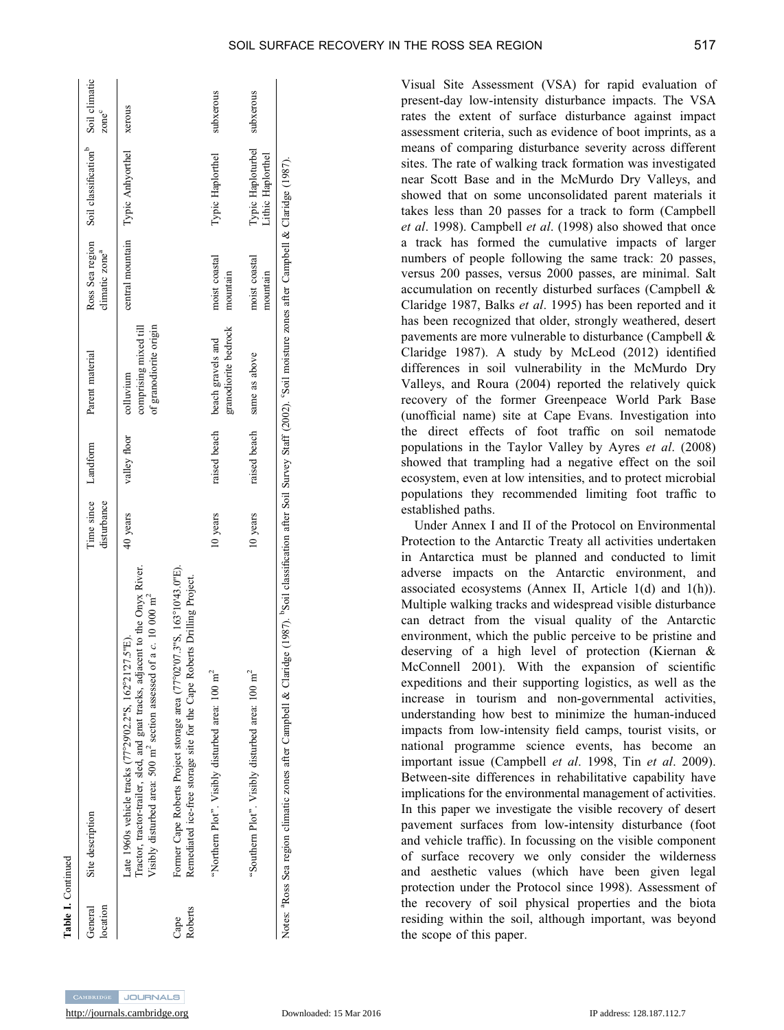**Table I.** Continued

| General location | Site description | Time since disturbance | Landform | Parent material | Ross Sea region climatic zone[a] | Soil classification[b] | Soil climatic zone[c] |
|---|---|---|---|---|---|---|---|
| | Late 1960s vehicle tracks (77°29'02.2"S, 162°21'27.5"E). Tractor, tractor-trailer, sled, and gnat tracks, adjacent to the Onyx River. Visibly disturbed area: 500 m² section assessed of a *c.* 10 000 m² | 40 years | valley floor | colluvium comprising mixed till of granodiorite origin | central mountain | Typic Anhyorthel | xerous |
| Cape Roberts | Former Cape Roberts Project storage area (77°02'07.3"S, 163°10'43.0"E). Remediated ice-free storage site for the Cape Roberts Drilling Project. | | | | | | |
| | "Northern Plot". Visibly disturbed area: 100 m² | 10 years | raised beach | beach gravels and granodiorite bedrock | moist coastal mountain | Typic Haplorthel | subxerous |
| | "Southern Plot". Visibly disturbed area: 100 m² | 10 years | raised beach | same as above | moist coastal mountain | Typic Haploturbel Lithic Haplorthel | subxerous |

Notes: [a]Ross Sea region climatic zones after Campbell & Claridge (1987). [b]Soil classification after Soil Survey Staff (2002). [c]Soil moisture zones after Campbell & Claridge (1987).

Visual Site Assessment (VSA) for rapid evaluation of present-day low-intensity disturbance impacts. The VSA rates the extent of surface disturbance against impact assessment criteria, such as evidence of boot imprints, as a means of comparing disturbance severity across different sites. The rate of walking track formation was investigated near Scott Base and in the McMurdo Dry Valleys, and showed that on some unconsolidated parent materials it takes less than 20 passes for a track to form (Campbell *et al*. 1998). Campbell *et al*. (1998) also showed that once a track has formed the cumulative impacts of larger numbers of people following the same track: 20 passes, versus 200 passes, versus 2000 passes, are minimal. Salt accumulation on recently disturbed surfaces (Campbell & Claridge 1987, Balks *et al*. 1995) has been reported and it has been recognized that older, strongly weathered, desert pavements are more vulnerable to disturbance (Campbell & Claridge 1987). A study by McLeod (2012) identified differences in soil vulnerability in the McMurdo Dry Valleys, and Roura (2004) reported the relatively quick recovery of the former Greenpeace World Park Base (unofficial name) site at Cape Evans. Investigation into the direct effects of foot traffic on soil nematode populations in the Taylor Valley by Ayres *et al*. (2008) showed that trampling had a negative effect on the soil ecosystem, even at low intensities, and to protect microbial populations they recommended limiting foot traffic to established paths.

Under Annex I and II of the Protocol on Environmental Protection to the Antarctic Treaty all activities undertaken in Antarctica must be planned and conducted to limit adverse impacts on the Antarctic environment, and associated ecosystems (Annex II, Article 1(d) and 1(h)). Multiple walking tracks and widespread visible disturbance can detract from the visual quality of the Antarctic environment, which the public perceive to be pristine and deserving of a high level of protection (Kiernan & McConnell 2001). With the expansion of scientific expeditions and their supporting logistics, as well as the increase in tourism and non-governmental activities, understanding how best to minimize the human-induced impacts from low-intensity field camps, tourist visits, or national programme science events, has become an important issue (Campbell *et al*. 1998, Tin *et al*. 2009). Between-site differences in rehabilitative capability have implications for the environmental management of activities. In this paper we investigate the visible recovery of desert pavement surfaces from low-intensity disturbance (foot and vehicle traffic). In focussing on the visible component of surface recovery we only consider the wilderness and aesthetic values (which have been given legal protection under the Protocol since 1998). Assessment of the recovery of soil physical properties and the biota residing within the soil, although important, was beyond the scope of this paper.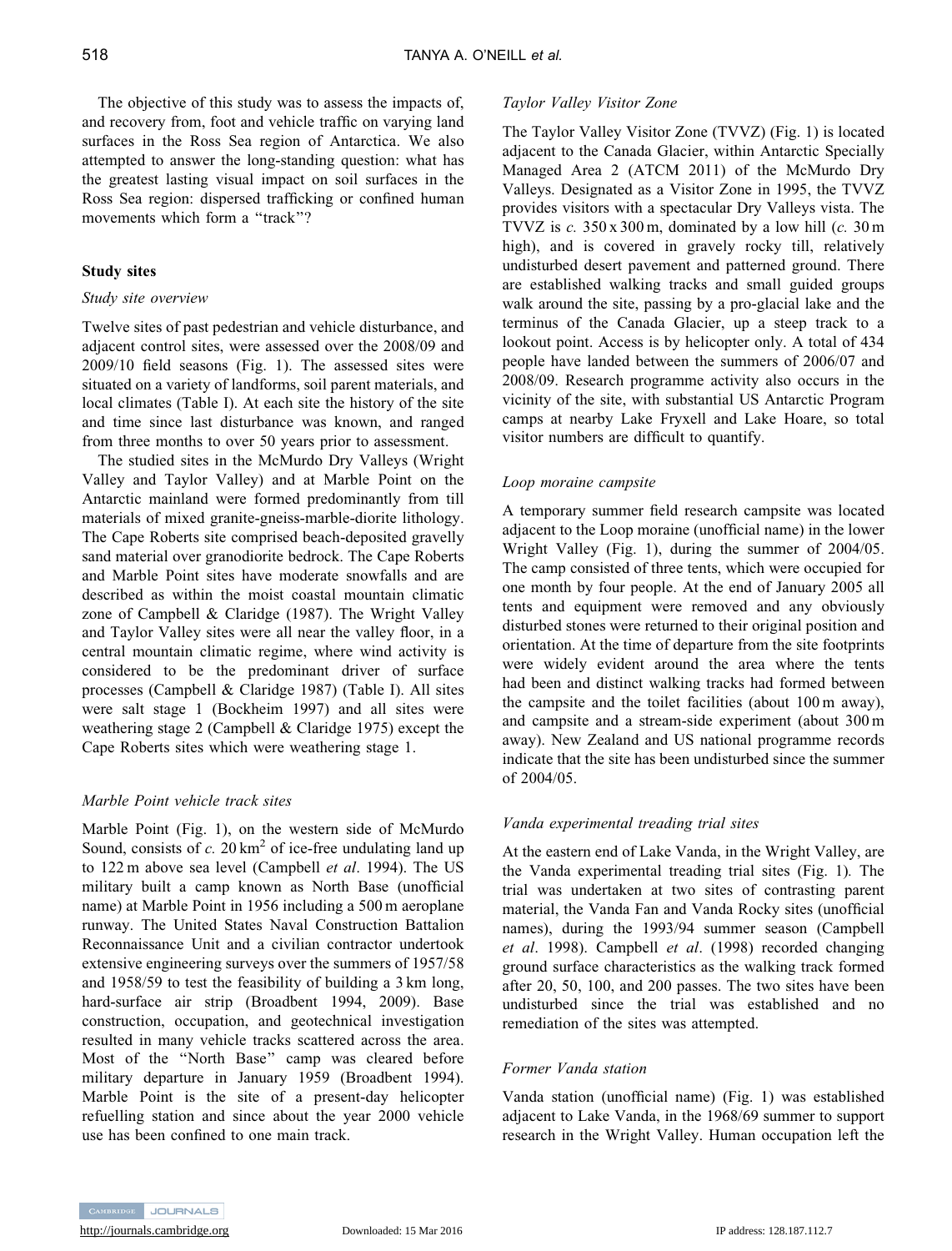The objective of this study was to assess the impacts of, and recovery from, foot and vehicle traffic on varying land surfaces in the Ross Sea region of Antarctica. We also attempted to answer the long-standing question: what has the greatest lasting visual impact on soil surfaces in the Ross Sea region: dispersed trafficking or confined human movements which form a "track"?

## Study sites

### *Study site overview*

Twelve sites of past pedestrian and vehicle disturbance, and adjacent control sites, were assessed over the 2008/09 and 2009/10 field seasons (Fig. 1). The assessed sites were situated on a variety of landforms, soil parent materials, and local climates (Table I). At each site the history of the site and time since last disturbance was known, and ranged from three months to over 50 years prior to assessment.

The studied sites in the McMurdo Dry Valleys (Wright Valley and Taylor Valley) and at Marble Point on the Antarctic mainland were formed predominantly from till materials of mixed granite-gneiss-marble-diorite lithology. The Cape Roberts site comprised beach-deposited gravelly sand material over granodiorite bedrock. The Cape Roberts and Marble Point sites have moderate snowfalls and are described as within the moist coastal mountain climatic zone of Campbell & Claridge (1987). The Wright Valley and Taylor Valley sites were all near the valley floor, in a central mountain climatic regime, where wind activity is considered to be the predominant driver of surface processes (Campbell & Claridge 1987) (Table I). All sites were salt stage 1 (Bockheim 1997) and all sites were weathering stage 2 (Campbell & Claridge 1975) except the Cape Roberts sites which were weathering stage 1.

### *Marble Point vehicle track sites*

Marble Point (Fig. 1), on the western side of McMurdo Sound, consists of *c.* 20 km$^2$ of ice-free undulating land up to 122 m above sea level (Campbell *et al*. 1994). The US military built a camp known as North Base (unofficial name) at Marble Point in 1956 including a 500 m aeroplane runway. The United States Naval Construction Battalion Reconnaissance Unit and a civilian contractor undertook extensive engineering surveys over the summers of 1957/58 and 1958/59 to test the feasibility of building a 3 km long, hard-surface air strip (Broadbent 1994, 2009). Base construction, occupation, and geotechnical investigation resulted in many vehicle tracks scattered across the area. Most of the "North Base" camp was cleared before military departure in January 1959 (Broadbent 1994). Marble Point is the site of a present-day helicopter refuelling station and since about the year 2000 vehicle use has been confined to one main track.

### *Taylor Valley Visitor Zone*

The Taylor Valley Visitor Zone (TVVZ) (Fig. 1) is located adjacent to the Canada Glacier, within Antarctic Specially Managed Area 2 (ATCM 2011) of the McMurdo Dry Valleys. Designated as a Visitor Zone in 1995, the TVVZ provides visitors with a spectacular Dry Valleys vista. The TVVZ is *c.* 350 x 300 m, dominated by a low hill (*c.* 30 m high), and is covered in gravely rocky till, relatively undisturbed desert pavement and patterned ground. There are established walking tracks and small guided groups walk around the site, passing by a pro-glacial lake and the terminus of the Canada Glacier, up a steep track to a lookout point. Access is by helicopter only. A total of 434 people have landed between the summers of 2006/07 and 2008/09. Research programme activity also occurs in the vicinity of the site, with substantial US Antarctic Program camps at nearby Lake Fryxell and Lake Hoare, so total visitor numbers are difficult to quantify.

### *Loop moraine campsite*

A temporary summer field research campsite was located adjacent to the Loop moraine (unofficial name) in the lower Wright Valley (Fig. 1), during the summer of 2004/05. The camp consisted of three tents, which were occupied for one month by four people. At the end of January 2005 all tents and equipment were removed and any obviously disturbed stones were returned to their original position and orientation. At the time of departure from the site footprints were widely evident around the area where the tents had been and distinct walking tracks had formed between the campsite and the toilet facilities (about 100 m away), and campsite and a stream-side experiment (about 300 m away). New Zealand and US national programme records indicate that the site has been undisturbed since the summer of 2004/05.

### *Vanda experimental treading trial sites*

At the eastern end of Lake Vanda, in the Wright Valley, are the Vanda experimental treading trial sites (Fig. 1). The trial was undertaken at two sites of contrasting parent material, the Vanda Fan and Vanda Rocky sites (unofficial names), during the 1993/94 summer season (Campbell *et al*. 1998). Campbell *et al*. (1998) recorded changing ground surface characteristics as the walking track formed after 20, 50, 100, and 200 passes. The two sites have been undisturbed since the trial was established and no remediation of the sites was attempted.

### *Former Vanda station*

Vanda station (unofficial name) (Fig. 1) was established adjacent to Lake Vanda, in the 1968/69 summer to support research in the Wright Valley. Human occupation left the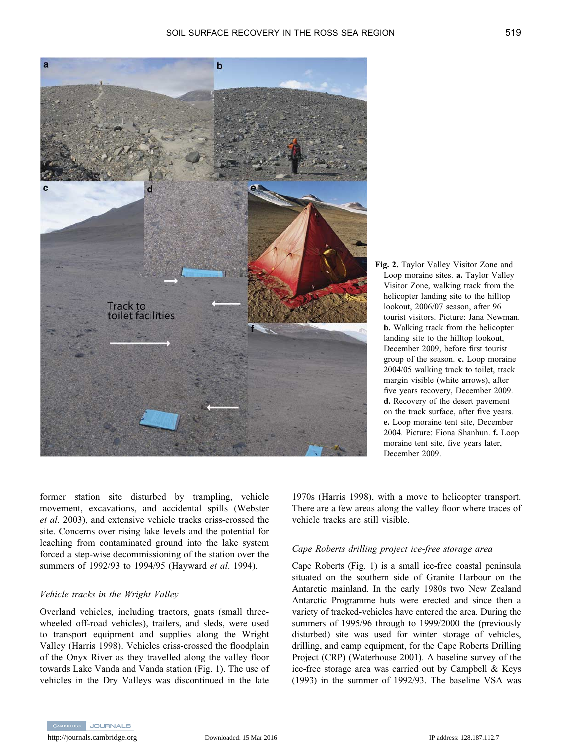Fig. 2. Taylor Valley Visitor Zone and Loop moraine sites. **a.** Taylor Valley Visitor Zone, walking track from the helicopter landing site to the hilltop lookout, 2006/07 season, after 96 tourist visitors. Picture: Jana Newman. **b.** Walking track from the helicopter landing site to the hilltop lookout, December 2009, before first tourist group of the season. **c.** Loop moraine 2004/05 walking track to toilet, track margin visible (white arrows), after five years recovery, December 2009. **d.** Recovery of the desert pavement on the track surface, after five years. **e.** Loop moraine tent site, December 2004. Picture: Fiona Shanhun. **f.** Loop moraine tent site, five years later, December 2009.

former station site disturbed by trampling, vehicle movement, excavations, and accidental spills (Webster *et al*. 2003), and extensive vehicle tracks criss-crossed the site. Concerns over rising lake levels and the potential for leaching from contaminated ground into the lake system forced a step-wise decommissioning of the station over the summers of 1992/93 to 1994/95 (Hayward *et al*. 1994).

### *Vehicle tracks in the Wright Valley*

Overland vehicles, including tractors, gnats (small three-wheeled off-road vehicles), trailers, and sleds, were used to transport equipment and supplies along the Wright Valley (Harris 1998). Vehicles criss-crossed the floodplain of the Onyx River as they travelled along the valley floor towards Lake Vanda and Vanda station (Fig. 1). The use of vehicles in the Dry Valleys was discontinued in the late 1970s (Harris 1998), with a move to helicopter transport. There are a few areas along the valley floor where traces of vehicle tracks are still visible.

### *Cape Roberts drilling project ice-free storage area*

Cape Roberts (Fig. 1) is a small ice-free coastal peninsula situated on the southern side of Granite Harbour on the Antarctic mainland. In the early 1980s two New Zealand Antarctic Programme huts were erected and since then a variety of tracked-vehicles have entered the area. During the summers of 1995/96 through to 1999/2000 the (previously disturbed) site was used for winter storage of vehicles, drilling, and camp equipment, for the Cape Roberts Drilling Project (CRP) (Waterhouse 2001). A baseline survey of the ice-free storage area was carried out by Campbell & Keys (1993) in the summer of 1992/93. The baseline VSA was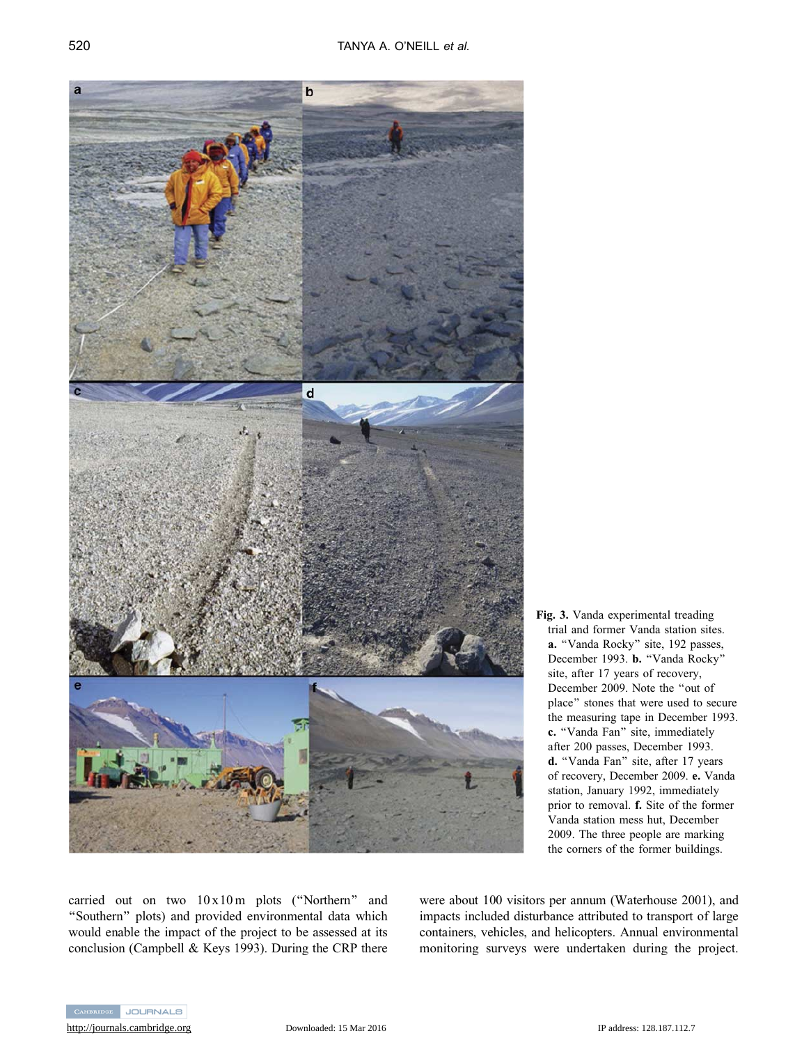**Fig. 3.** Vanda experimental treading trial and former Vanda station sites. **a.** "Vanda Rocky" site, 192 passes, December 1993. **b.** "Vanda Rocky" site, after 17 years of recovery, December 2009. Note the "out of place" stones that were used to secure the measuring tape in December 1993. **c.** "Vanda Fan" site, immediately after 200 passes, December 1993. **d.** "Vanda Fan" site, after 17 years of recovery, December 2009. **e.** Vanda station, January 1992, immediately prior to removal. **f.** Site of the former Vanda station mess hut, December 2009. The three people are marking the corners of the former buildings.

carried out on two 10 x 10 m plots ("Northern" and "Southern" plots) and provided environmental data which would enable the impact of the project to be assessed at its conclusion (Campbell & Keys 1993). During the CRP there were about 100 visitors per annum (Waterhouse 2001), and impacts included disturbance attributed to transport of large containers, vehicles, and helicopters. Annual environmental monitoring surveys were undertaken during the project.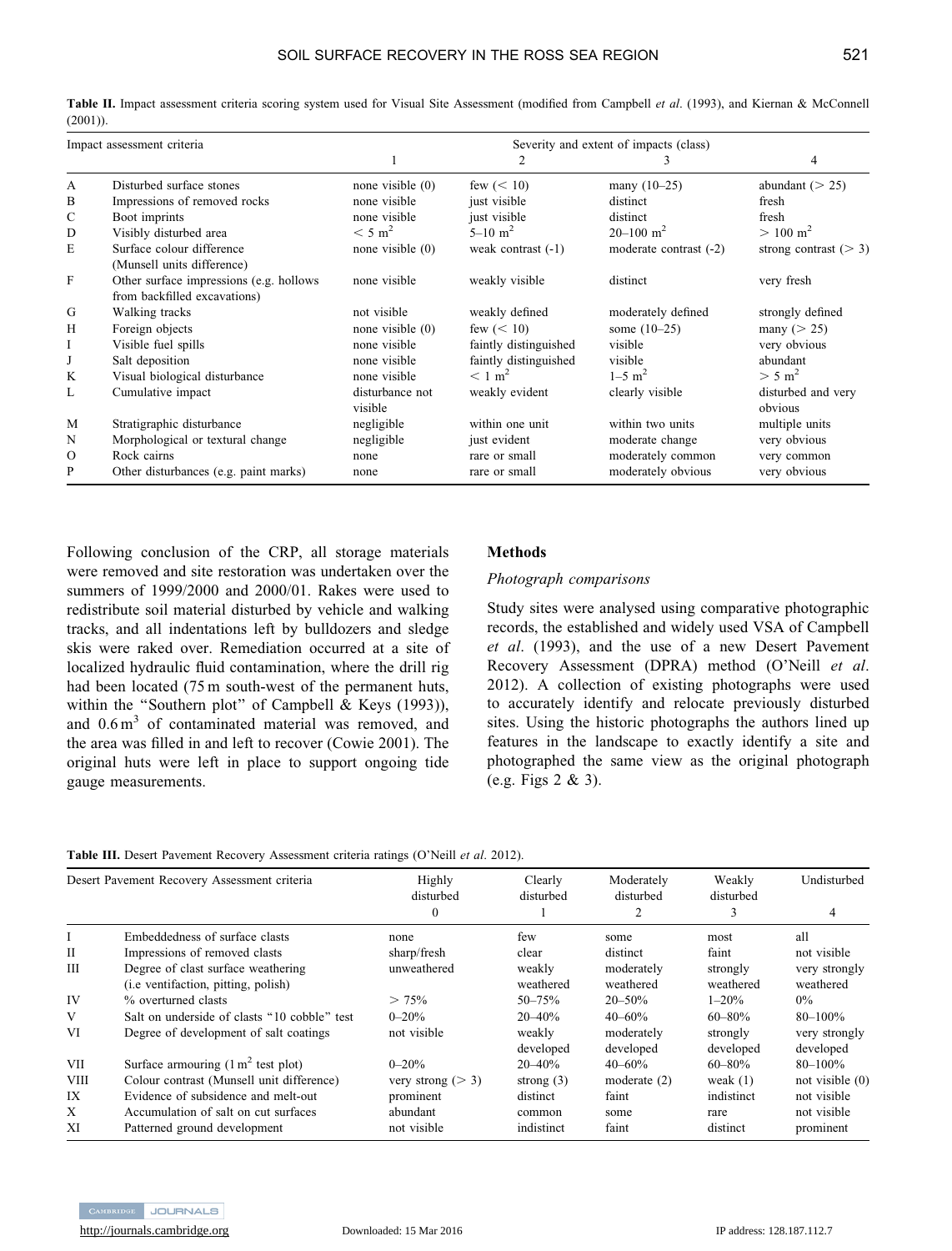**Table II.** Impact assessment criteria scoring system used for Visual Site Assessment (modified from Campbell *et al*. (1993), and Kiernan & McConnell (2001)).

| | Impact assessment criteria | Severity and extent of impacts (class) | | | |
|---|---|---|---|---|---|
| | | 1 | 2 | 3 | 4 |
| A | Disturbed surface stones | none visible (0) | few (< 10) | many (10–25) | abundant (> 25) |
| B | Impressions of removed rocks | none visible | just visible | distinct | fresh |
| C | Boot imprints | none visible | just visible | distinct | fresh |
| D | Visibly disturbed area | < 5 $m^2$ | 5–10 $m^2$ | 20–100 $m^2$ | > 100 $m^2$ |
| E | Surface colour difference (Munsell units difference) | none visible (0) | weak contrast (-1) | moderate contrast (-2) | strong contrast (> 3) |
| F | Other surface impressions (e.g. hollows from backfilled excavations) | none visible | weakly visible | distinct | very fresh |
| G | Walking tracks | not visible | weakly defined | moderately defined | strongly defined |
| H | Foreign objects | none visible (0) | few (< 10) | some (10–25) | many (> 25) |
| I | Visible fuel spills | none visible | faintly distinguished | visible | very obvious |
| J | Salt deposition | none visible | faintly distinguished | visible | abundant |
| K | Visual biological disturbance | none visible | < 1 $m^2$ | 1–5 $m^2$ | > 5 $m^2$ |
| L | Cumulative impact | disturbance not visible | weakly evident | clearly visible | disturbed and very obvious |
| M | Stratigraphic disturbance | negligible | within one unit | within two units | multiple units |
| N | Morphological or textural change | negligible | just evident | moderate change | very obvious |
| O | Rock cairns | none | rare or small | moderately common | very common |
| P | Other disturbances (e.g. paint marks) | none | rare or small | moderately obvious | very obvious |

Following conclusion of the CRP, all storage materials were removed and site restoration was undertaken over the summers of 1999/2000 and 2000/01. Rakes were used to redistribute soil material disturbed by vehicle and walking tracks, and all indentations left by bulldozers and sledge skis were raked over. Remediation occurred at a site of localized hydraulic fluid contamination, where the drill rig had been located (75 m south-west of the permanent huts, within the "Southern plot" of Campbell & Keys (1993)), and 0.6 $m^3$ of contaminated material was removed, and the area was filled in and left to recover (Cowie 2001). The original huts were left in place to support ongoing tide gauge measurements.

## Methods

### *Photograph comparisons*

Study sites were analysed using comparative photographic records, the established and widely used VSA of Campbell *et al*. (1993), and the use of a new Desert Pavement Recovery Assessment (DPRA) method (O'Neill *et al*. 2012). A collection of existing photographs were used to accurately identify and relocate previously disturbed sites. Using the historic photographs the authors lined up features in the landscape to exactly identify a site and photographed the same view as the original photograph (e.g. Figs 2 & 3).

**Table III.** Desert Pavement Recovery Assessment criteria ratings (O'Neill *et al*. 2012).

| | Desert Pavement Recovery Assessment criteria | Highly disturbed | Clearly disturbed | Moderately disturbed | Weakly disturbed | Undisturbed |
|---|---|---|---|---|---|---|
| | | 0 | 1 | 2 | 3 | 4 |
| I | Embeddedness of surface clasts | none | few | some | most | all |
| II | Impressions of removed clasts | sharp/fresh | clear | distinct | faint | not visible |
| III | Degree of clast surface weathering (i.e ventifaction, pitting, polish) | unweathered | weakly weathered | moderately weathered | strongly weathered | very strongly weathered |
| IV | % overturned clasts | > 75% | 50–75% | 20–50% | 1–20% | 0% |
| V | Salt on underside of clasts "10 cobble" test | 0–20% | 20–40% | 40–60% | 60–80% | 80–100% |
| VI | Degree of development of salt coatings | not visible | weakly developed | moderately developed | strongly developed | very strongly developed |
| VII | Surface armouring (1 $m^2$ test plot) | 0–20% | 20–40% | 40–60% | 60–80% | 80–100% |
| VIII | Colour contrast (Munsell unit difference) | very strong (> 3) | strong (3) | moderate (2) | weak (1) | not visible (0) |
| IX | Evidence of subsidence and melt-out | prominent | distinct | faint | indistinct | not visible |
| X | Accumulation of salt on cut surfaces | abundant | common | some | rare | not visible |
| XI | Patterned ground development | not visible | indistinct | faint | distinct | prominent |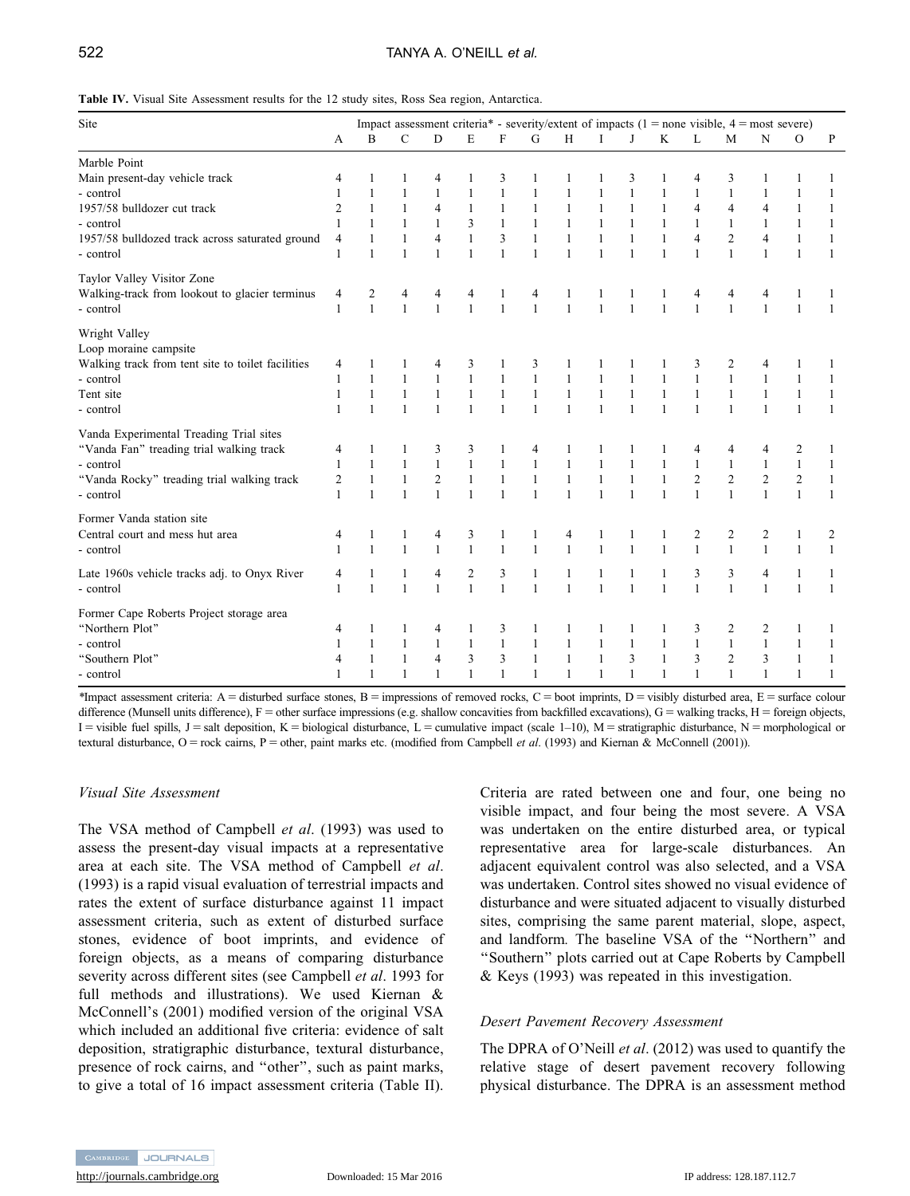**Table IV.** Visual Site Assessment results for the 12 study sites, Ross Sea region, Antarctica.

| Site | Impact assessment criteria* - severity/extent of impacts (1 = none visible, 4 = most severe) | | | | | | | | | | | | | | | |
|---|---|---|---|---|---|---|---|---|---|---|---|---|---|---|---|---|
| | A | B | C | D | E | F | G | H | I | J | K | L | M | N | O | P |
| Marble Point | | | | | | | | | | | | | | | | |
| Main present-day vehicle track | 4 | 1 | 1 | 4 | 1 | 3 | 1 | 1 | 1 | 3 | 1 | 4 | 3 | 1 | 1 | 1 |
| - control | 1 | 1 | 1 | 1 | 1 | 1 | 1 | 1 | 1 | 1 | 1 | 1 | 1 | 1 | 1 | 1 |
| 1957/58 bulldozer cut track | 2 | 1 | 1 | 4 | 1 | 1 | 1 | 1 | 1 | 1 | 1 | 4 | 4 | 4 | 1 | 1 |
| - control | 1 | 1 | 1 | 1 | 3 | 1 | 1 | 1 | 1 | 1 | 1 | 1 | 1 | 1 | 1 | 1 |
| 1957/58 bulldozed track across saturated ground | 4 | 1 | 1 | 4 | 1 | 3 | 1 | 1 | 1 | 1 | 1 | 4 | 2 | 4 | 1 | 1 |
| - control | 1 | 1 | 1 | 1 | 1 | 1 | 1 | 1 | 1 | 1 | 1 | 1 | 1 | 1 | 1 | 1 |
| Taylor Valley Visitor Zone | | | | | | | | | | | | | | | | |
| Walking-track from lookout to glacier terminus | 4 | 2 | 4 | 4 | 4 | 1 | 4 | 1 | 1 | 1 | 1 | 4 | 4 | 4 | 1 | 1 |
| - control | 1 | 1 | 1 | 1 | 1 | 1 | 1 | 1 | 1 | 1 | 1 | 1 | 1 | 1 | 1 | 1 |
| Wright Valley | | | | | | | | | | | | | | | | |
| Loop moraine campsite | | | | | | | | | | | | | | | | |
| Walking track from tent site to toilet facilities | 4 | 1 | 1 | 4 | 3 | 1 | 3 | 1 | 1 | 1 | 1 | 3 | 2 | 4 | 1 | 1 |
| - control | 1 | 1 | 1 | 1 | 1 | 1 | 1 | 1 | 1 | 1 | 1 | 1 | 1 | 1 | 1 | 1 |
| Tent site | 1 | 1 | 1 | 1 | 1 | 1 | 1 | 1 | 1 | 1 | 1 | 1 | 1 | 1 | 1 | 1 |
| - control | 1 | 1 | 1 | 1 | 1 | 1 | 1 | 1 | 1 | 1 | 1 | 1 | 1 | 1 | 1 | 1 |
| Vanda Experimental Treading Trial sites | | | | | | | | | | | | | | | | |
| "Vanda Fan" treading trial walking track | 4 | 1 | 1 | 3 | 3 | 1 | 4 | 1 | 1 | 1 | 1 | 4 | 4 | 4 | 2 | 1 |
| - control | 1 | 1 | 1 | 1 | 1 | 1 | 1 | 1 | 1 | 1 | 1 | 1 | 1 | 1 | 1 | 1 |
| "Vanda Rocky" treading trial walking track | 2 | 1 | 1 | 2 | 1 | 1 | 1 | 1 | 1 | 1 | 1 | 2 | 2 | 2 | 2 | 1 |
| - control | 1 | 1 | 1 | 1 | 1 | 1 | 1 | 1 | 1 | 1 | 1 | 1 | 1 | 1 | 1 | 1 |
| Former Vanda station site | | | | | | | | | | | | | | | | |
| Central court and mess hut area | 4 | 1 | 1 | 4 | 3 | 1 | 1 | 4 | 1 | 1 | 1 | 2 | 2 | 2 | 1 | 2 |
| - control | 1 | 1 | 1 | 1 | 1 | 1 | 1 | 1 | 1 | 1 | 1 | 1 | 1 | 1 | 1 | 1 |
| Late 1960s vehicle tracks adj. to Onyx River | 4 | 1 | 1 | 4 | 2 | 3 | 1 | 1 | 1 | 1 | 1 | 3 | 3 | 4 | 1 | 1 |
| - control | 1 | 1 | 1 | 1 | 1 | 1 | 1 | 1 | 1 | 1 | 1 | 1 | 1 | 1 | 1 | 1 |
| Former Cape Roberts Project storage area | | | | | | | | | | | | | | | | |
| "Northern Plot" | 4 | 1 | 1 | 4 | 1 | 3 | 1 | 1 | 1 | 1 | 1 | 3 | 2 | 2 | 1 | 1 |
| - control | 1 | 1 | 1 | 1 | 1 | 1 | 1 | 1 | 1 | 1 | 1 | 1 | 1 | 1 | 1 | 1 |
| "Southern Plot" | 4 | 1 | 1 | 4 | 3 | 3 | 1 | 1 | 1 | 3 | 1 | 3 | 2 | 3 | 1 | 1 |
| - control | 1 | 1 | 1 | 1 | 1 | 1 | 1 | 1 | 1 | 1 | 1 | 1 | 1 | 1 | 1 | 1 |

*Impact assessment criteria: A = disturbed surface stones, B = impressions of removed rocks, C = boot imprints, D = visibly disturbed area, E = surface colour difference (Munsell units difference), F = other surface impressions (e.g. shallow concavities from backfilled excavations), G = walking tracks, H = foreign objects, I = visible fuel spills, J = salt deposition, K = biological disturbance, L = cumulative impact (scale 1–10), M = stratigraphic disturbance, N = morphological or textural disturbance, O = rock cairns, P = other, paint marks etc. (modified from Campbell *et al*. (1993) and Kiernan & McConnell (2001)).

### *Visual Site Assessment*

The VSA method of Campbell *et al*. (1993) was used to assess the present-day visual impacts at a representative area at each site. The VSA method of Campbell *et al*. (1993) is a rapid visual evaluation of terrestrial impacts and rates the extent of surface disturbance against 11 impact assessment criteria, such as extent of disturbed surface stones, evidence of boot imprints, and evidence of foreign objects, as a means of comparing disturbance severity across different sites (see Campbell *et al*. 1993 for full methods and illustrations). We used Kiernan & McConnell's (2001) modified version of the original VSA which included an additional five criteria: evidence of salt deposition, stratigraphic disturbance, textural disturbance, presence of rock cairns, and "other", such as paint marks, to give a total of 16 impact assessment criteria (Table II). Criteria are rated between one and four, one being no visible impact, and four being the most severe. A VSA was undertaken on the entire disturbed area, or typical representative area for large-scale disturbances. An adjacent equivalent control was also selected, and a VSA was undertaken. Control sites showed no visual evidence of disturbance and were situated adjacent to visually disturbed sites, comprising the same parent material, slope, aspect, and landform. The baseline VSA of the "Northern" and "Southern" plots carried out at Cape Roberts by Campbell & Keys (1993) was repeated in this investigation.

### *Desert Pavement Recovery Assessment*

The DPRA of O'Neill *et al*. (2012) was used to quantify the relative stage of desert pavement recovery following physical disturbance. The DPRA is an assessment method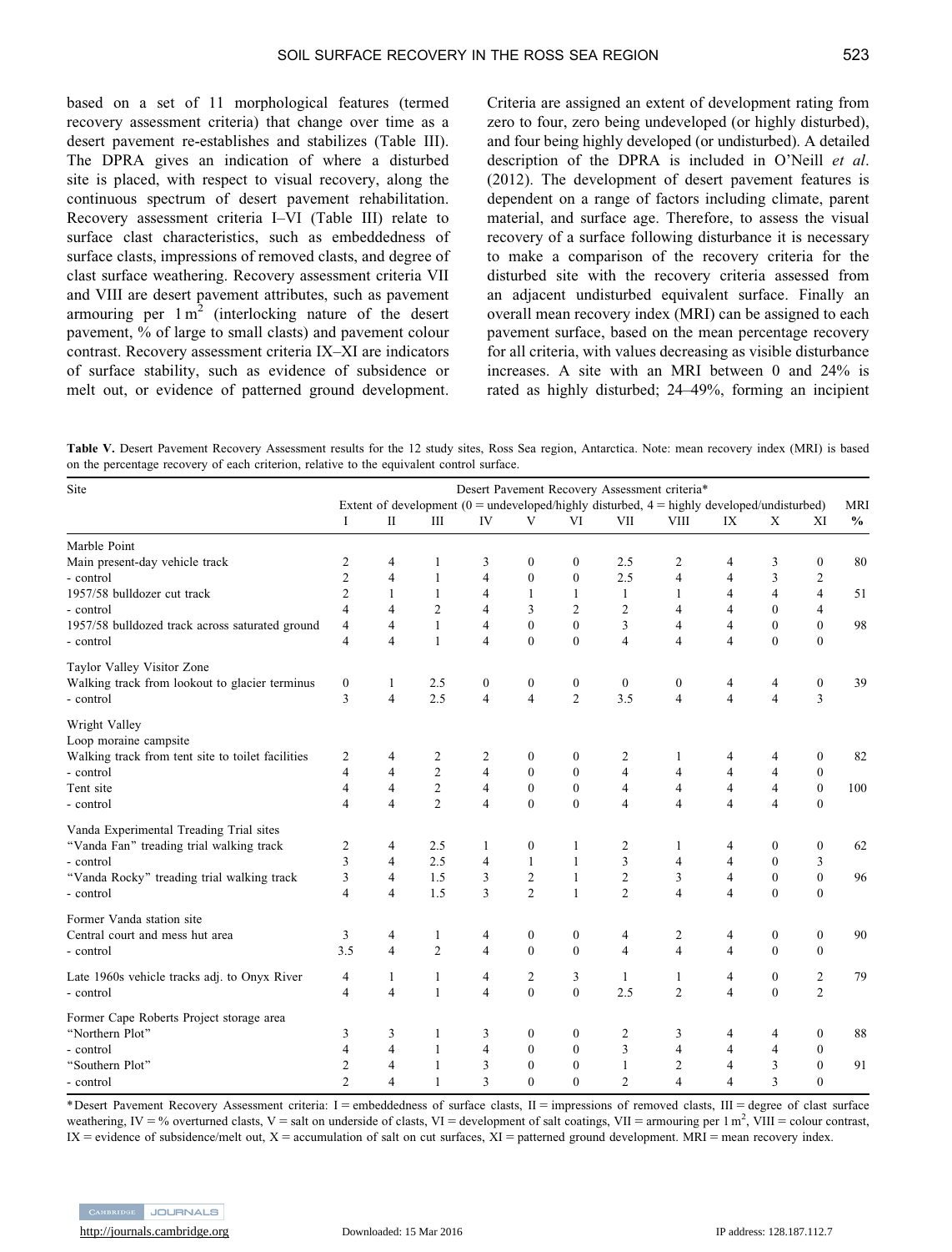based on a set of 11 morphological features (termed recovery assessment criteria) that change over time as a desert pavement re-establishes and stabilizes (Table III). The DPRA gives an indication of where a disturbed site is placed, with respect to visual recovery, along the continuous spectrum of desert pavement rehabilitation. Recovery assessment criteria I–VI (Table III) relate to surface clast characteristics, such as embeddedness of surface clasts, impressions of removed clasts, and degree of clast surface weathering. Recovery assessment criteria VII and VIII are desert pavement attributes, such as pavement armouring per 1 $m^2$ (interlocking nature of the desert pavement, % of large to small clasts) and pavement colour contrast. Recovery assessment criteria IX–XI are indicators of surface stability, such as evidence of subsidence or melt out, or evidence of patterned ground development. Criteria are assigned an extent of development rating from zero to four, zero being undeveloped (or highly disturbed), and four being highly developed (or undisturbed). A detailed description of the DPRA is included in O'Neill *et al*. (2012). The development of desert pavement features is dependent on a range of factors including climate, parent material, and surface age. Therefore, to assess the visual recovery of a surface following disturbance it is necessary to make a comparison of the recovery criteria for the disturbed site with the recovery criteria assessed from an adjacent undisturbed equivalent surface. Finally an overall mean recovery index (MRI) can be assigned to each pavement surface, based on the mean percentage recovery for all criteria, with values decreasing as visible disturbance increases. A site with an MRI between 0 and 24% is rated as highly disturbed; 24–49%, forming an incipient

**Table V.** Desert Pavement Recovery Assessment results for the 12 study sites, Ross Sea region, Antarctica. Note: mean recovery index (MRI) is based on the percentage recovery of each criterion, relative to the equivalent control surface.

| Site | Desert Pavement Recovery Assessment criteria* | | | | | | | | | | | |
|---|---|---|---|---|---|---|---|---|---|---|---|---|
| | Extent of development (0 = undeveloped/highly disturbed, 4 = highly developed/undisturbed) | | | | | | | | | | | MRI |
| | I | II | III | IV | V | VI | VII | VIII | IX | X | XI | % |
| Marble Point | | | | | | | | | | | | |
| Main present-day vehicle track | 2 | 4 | 1 | 3 | 0 | 0 | 2.5 | 2 | 4 | 3 | 0 | 80 |
| - control | 2 | 4 | 1 | 4 | 0 | 0 | 2.5 | 4 | 4 | 3 | 2 | |
| 1957/58 bulldozer cut track | 2 | 1 | 1 | 4 | 1 | 1 | 1 | 1 | 4 | 4 | 4 | 51 |
| - control | 4 | 4 | 2 | 4 | 3 | 2 | 2 | 4 | 4 | 0 | 4 | |
| 1957/58 bulldozed track across saturated ground | 4 | 4 | 1 | 4 | 0 | 0 | 3 | 4 | 4 | 0 | 0 | 98 |
| - control | 4 | 4 | 1 | 4 | 0 | 0 | 4 | 4 | 4 | 0 | 0 | |
| Taylor Valley Visitor Zone | | | | | | | | | | | | |
| Walking track from lookout to glacier terminus | 0 | 1 | 2.5 | 0 | 0 | 0 | 0 | 0 | 4 | 4 | 0 | 39 |
| - control | 3 | 4 | 2.5 | 4 | 4 | 2 | 3.5 | 4 | 4 | 4 | 3 | |
| Wright Valley | | | | | | | | | | | | |
| Loop moraine campsite | | | | | | | | | | | | |
| Walking track from tent site to toilet facilities | 2 | 4 | 2 | 2 | 0 | 0 | 2 | 1 | 4 | 4 | 0 | 82 |
| - control | 4 | 4 | 2 | 4 | 0 | 0 | 4 | 4 | 4 | 4 | 0 | |
| Tent site | 4 | 4 | 2 | 4 | 0 | 0 | 4 | 4 | 4 | 4 | 0 | 100 |
| - control | 4 | 4 | 2 | 4 | 0 | 0 | 4 | 4 | 4 | 4 | 0 | |
| Vanda Experimental Treading Trial sites | | | | | | | | | | | | |
| "Vanda Fan" treading trial walking track | 2 | 4 | 2.5 | 1 | 0 | 1 | 2 | 1 | 4 | 0 | 0 | 62 |
| - control | 3 | 4 | 2.5 | 4 | 1 | 1 | 3 | 4 | 4 | 0 | 3 | |
| "Vanda Rocky" treading trial walking track | 3 | 4 | 1.5 | 3 | 2 | 1 | 2 | 3 | 4 | 0 | 0 | 96 |
| - control | 4 | 4 | 1.5 | 3 | 2 | 1 | 2 | 4 | 4 | 0 | 0 | |
| Former Vanda station site | | | | | | | | | | | | |
| Central court and mess hut area | 3 | 4 | 1 | 4 | 0 | 0 | 4 | 2 | 4 | 0 | 0 | 90 |
| - control | 3.5 | 4 | 2 | 4 | 0 | 0 | 4 | 4 | 4 | 0 | 0 | |
| Late 1960s vehicle tracks adj. to Onyx River | 4 | 1 | 1 | 4 | 2 | 3 | 1 | 1 | 4 | 0 | 2 | 79 |
| - control | 4 | 4 | 1 | 4 | 0 | 0 | 2.5 | 2 | 4 | 0 | 2 | |
| Former Cape Roberts Project storage area | | | | | | | | | | | | |
| "Northern Plot" | 3 | 3 | 1 | 3 | 0 | 0 | 2 | 3 | 4 | 4 | 0 | 88 |
| - control | 4 | 4 | 1 | 4 | 0 | 0 | 3 | 4 | 4 | 4 | 0 | |
| "Southern Plot" | 2 | 4 | 1 | 3 | 0 | 0 | 1 | 2 | 4 | 3 | 0 | 91 |
| - control | 2 | 4 | 1 | 3 | 0 | 0 | 2 | 4 | 4 | 3 | 0 | |

*Desert Pavement Recovery Assessment criteria: I = embeddedness of surface clasts, II = impressions of removed clasts, III = degree of clast surface weathering, IV = % overturned clasts, V = salt on underside of clasts, VI = development of salt coatings, VII = armouring per 1 $m^2$, VIII = colour contrast, IX = evidence of subsidence/melt out, X = accumulation of salt on cut surfaces, XI = patterned ground development. MRI = mean recovery index.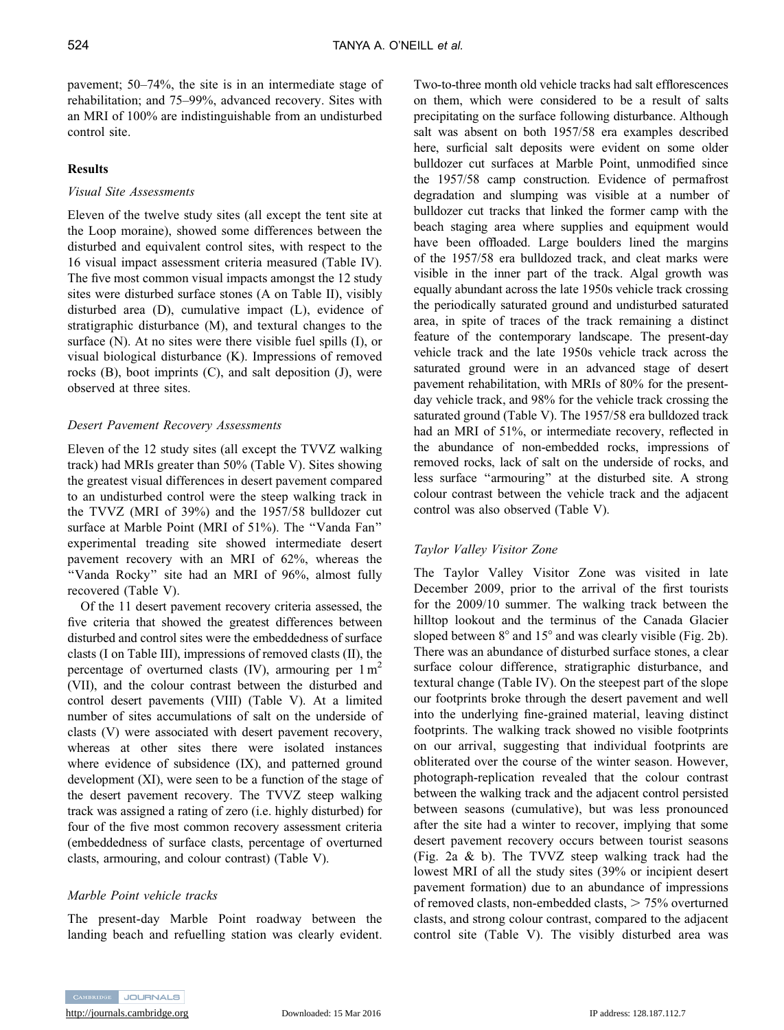pavement; 50–74%, the site is in an intermediate stage of rehabilitation; and 75–99%, advanced recovery. Sites with an MRI of 100% are indistinguishable from an undisturbed control site.

## Results

### *Visual Site Assessments*

Eleven of the twelve study sites (all except the tent site at the Loop moraine), showed some differences between the disturbed and equivalent control sites, with respect to the 16 visual impact assessment criteria measured (Table IV). The five most common visual impacts amongst the 12 study sites were disturbed surface stones (A on Table II), visibly disturbed area (D), cumulative impact (L), evidence of stratigraphic disturbance (M), and textural changes to the surface (N). At no sites were there visible fuel spills (I), or visual biological disturbance (K). Impressions of removed rocks (B), boot imprints (C), and salt deposition (J), were observed at three sites.

### *Desert Pavement Recovery Assessments*

Eleven of the 12 study sites (all except the TVVZ walking track) had MRIs greater than 50% (Table V). Sites showing the greatest visual differences in desert pavement compared to an undisturbed control were the steep walking track in the TVVZ (MRI of 39%) and the 1957/58 bulldozer cut surface at Marble Point (MRI of 51%). The "Vanda Fan" experimental treading site showed intermediate desert pavement recovery with an MRI of 62%, whereas the "Vanda Rocky" site had an MRI of 96%, almost fully recovered (Table V).

Of the 11 desert pavement recovery criteria assessed, the five criteria that showed the greatest differences between disturbed and control sites were the embeddedness of surface clasts (I on Table III), impressions of removed clasts (II), the percentage of overturned clasts (IV), armouring per 1 $m^2$ (VII), and the colour contrast between the disturbed and control desert pavements (VIII) (Table V). At a limited number of sites accumulations of salt on the underside of clasts (V) were associated with desert pavement recovery, whereas at other sites there were isolated instances where evidence of subsidence (IX), and patterned ground development (XI), were seen to be a function of the stage of the desert pavement recovery. The TVVZ steep walking track was assigned a rating of zero (i.e. highly disturbed) for four of the five most common recovery assessment criteria (embeddedness of surface clasts, percentage of overturned clasts, armouring, and colour contrast) (Table V).

### *Marble Point vehicle tracks*

The present-day Marble Point roadway between the landing beach and refuelling station was clearly evident. Two-to-three month old vehicle tracks had salt efflorescences on them, which were considered to be a result of salts precipitating on the surface following disturbance. Although salt was absent on both 1957/58 era examples described here, surficial salt deposits were evident on some older bulldozer cut surfaces at Marble Point, unmodified since the 1957/58 camp construction. Evidence of permafrost degradation and slumping was visible at a number of bulldozer cut tracks that linked the former camp with the beach staging area where supplies and equipment would have been offloaded. Large boulders lined the margins of the 1957/58 era bulldozed track, and cleat marks were visible in the inner part of the track. Algal growth was equally abundant across the late 1950s vehicle track crossing the periodically saturated ground and undisturbed saturated area, in spite of traces of the track remaining a distinct feature of the contemporary landscape. The present-day vehicle track and the late 1950s vehicle track across the saturated ground were in an advanced stage of desert pavement rehabilitation, with MRIs of 80% for the present-day vehicle track, and 98% for the vehicle track crossing the saturated ground (Table V). The 1957/58 era bulldozed track had an MRI of 51%, or intermediate recovery, reflected in the abundance of non-embedded rocks, impressions of removed rocks, lack of salt on the underside of rocks, and less surface "armouring" at the disturbed site. A strong colour contrast between the vehicle track and the adjacent control was also observed (Table V).

### *Taylor Valley Visitor Zone*

The Taylor Valley Visitor Zone was visited in late December 2009, prior to the arrival of the first tourists for the 2009/10 summer. The walking track between the hilltop lookout and the terminus of the Canada Glacier sloped between 8° and 15° and was clearly visible (Fig. 2b). There was an abundance of disturbed surface stones, a clear surface colour difference, stratigraphic disturbance, and textural change (Table IV). On the steepest part of the slope our footprints broke through the desert pavement and well into the underlying fine-grained material, leaving distinct footprints. The walking track showed no visible footprints on our arrival, suggesting that individual footprints are obliterated over the course of the winter season. However, photograph-replication revealed that the colour contrast between the walking track and the adjacent control persisted between seasons (cumulative), but was less pronounced after the site had a winter to recover, implying that some desert pavement recovery occurs between tourist seasons (Fig. 2a & b). The TVVZ steep walking track had the lowest MRI of all the study sites (39% or incipient desert pavement formation) due to an abundance of impressions of removed clasts, non-embedded clasts, > 75% overturned clasts, and strong colour contrast, compared to the adjacent control site (Table V). The visibly disturbed area was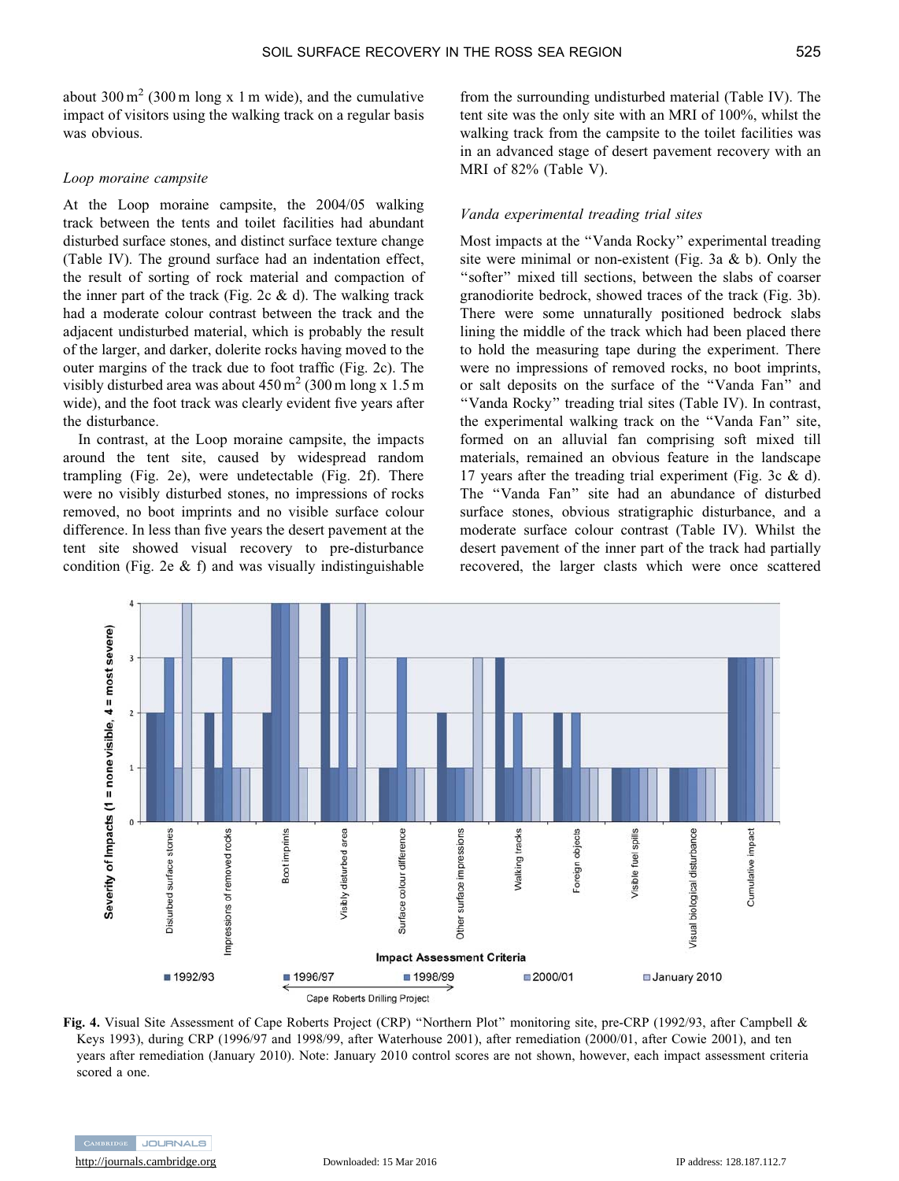about 300 m$^2$ (300 m long x 1 m wide), and the cumulative impact of visitors using the walking track on a regular basis was obvious.

### *Loop moraine campsite*

At the Loop moraine campsite, the 2004/05 walking track between the tents and toilet facilities had abundant disturbed surface stones, and distinct surface texture change (Table IV). The ground surface had an indentation effect, the result of sorting of rock material and compaction of the inner part of the track (Fig. 2c & d). The walking track had a moderate colour contrast between the track and the adjacent undisturbed material, which is probably the result of the larger, and darker, dolerite rocks having moved to the outer margins of the track due to foot traffic (Fig. 2c). The visibly disturbed area was about 450 m$^2$ (300 m long x 1.5 m wide), and the foot track was clearly evident five years after the disturbance.

In contrast, at the Loop moraine campsite, the impacts around the tent site, caused by widespread random trampling (Fig. 2e), were undetectable (Fig. 2f). There were no visibly disturbed stones, no impressions of rocks removed, no boot imprints and no visible surface colour difference. In less than five years the desert pavement at the tent site showed visual recovery to pre-disturbance condition (Fig. 2e & f) and was visually indistinguishable from the surrounding undisturbed material (Table IV). The tent site was the only site with an MRI of 100%, whilst the walking track from the campsite to the toilet facilities was in an advanced stage of desert pavement recovery with an MRI of 82% (Table V).

### *Vanda experimental treading trial sites*

Most impacts at the "Vanda Rocky" experimental treading site were minimal or non-existent (Fig. 3a & b). Only the "softer" mixed till sections, between the slabs of coarser granodiorite bedrock, showed traces of the track (Fig. 3b). There were some unnaturally positioned bedrock slabs lining the middle of the track which had been placed there to hold the measuring tape during the experiment. There were no impressions of removed rocks, no boot imprints, or salt deposits on the surface of the "Vanda Fan" and "Vanda Rocky" treading trial sites (Table IV). In contrast, the experimental walking track on the "Vanda Fan" site, formed on an alluvial fan comprising soft mixed till materials, remained an obvious feature in the landscape 17 years after the treading trial experiment (Fig. 3c & d). The "Vanda Fan" site had an abundance of disturbed surface stones, obvious stratigraphic disturbance, and a moderate surface colour contrast (Table IV). Whilst the desert pavement of the inner part of the track had partially recovered, the larger clasts which were once scattered

**Fig. 4.** Visual Site Assessment of Cape Roberts Project (CRP) "Northern Plot" monitoring site, pre-CRP (1992/93, after Campbell & Keys 1993), during CRP (1996/97 and 1998/99, after Waterhouse 2001), after remediation (2000/01, after Cowie 2001), and ten years after remediation (January 2010). Note: January 2010 control scores are not shown, however, each impact assessment criteria scored a one.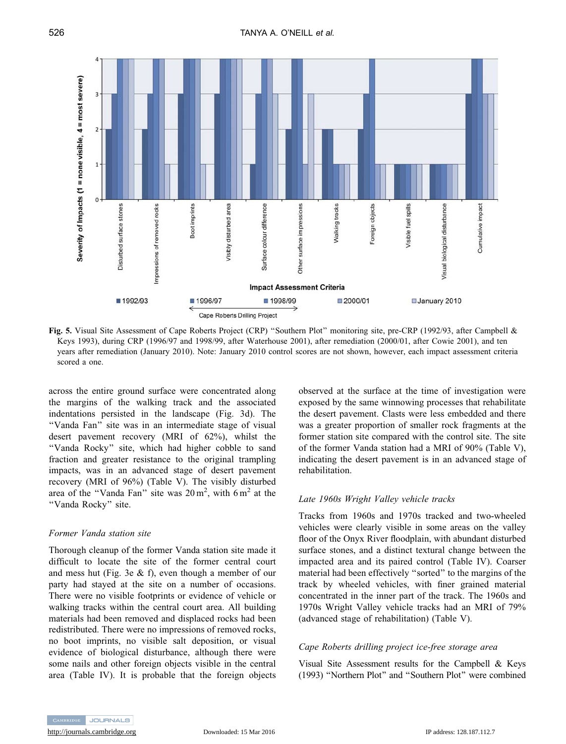**Fig. 5.** Visual Site Assessment of Cape Roberts Project (CRP) "Southern Plot" monitoring site, pre-CRP (1992/93, after Campbell & Keys 1993), during CRP (1996/97 and 1998/99, after Waterhouse 2001), after remediation (2000/01, after Cowie 2001), and ten years after remediation (January 2010). Note: January 2010 control scores are not shown, however, each impact assessment criteria scored a one.

across the entire ground surface were concentrated along the margins of the walking track and the associated indentations persisted in the landscape (Fig. 3d). The "Vanda Fan" site was in an intermediate stage of visual desert pavement recovery (MRI of 62%), whilst the "Vanda Rocky" site, which had higher cobble to sand fraction and greater resistance to the original trampling impacts, was in an advanced stage of desert pavement recovery (MRI of 96%) (Table V). The visibly disturbed area of the "Vanda Fan" site was $20\,m^2$, with $6\,m^2$ at the "Vanda Rocky" site.

### *Former Vanda station site*

Thorough cleanup of the former Vanda station site made it difficult to locate the site of the former central court and mess hut (Fig. 3e & f), even though a member of our party had stayed at the site on a number of occasions. There were no visible footprints or evidence of vehicle or walking tracks within the central court area. All building materials had been removed and displaced rocks had been redistributed. There were no impressions of removed rocks, no boot imprints, no visible salt deposition, or visual evidence of biological disturbance, although there were some nails and other foreign objects visible in the central area (Table IV). It is probable that the foreign objects observed at the surface at the time of investigation were exposed by the same winnowing processes that rehabilitate the desert pavement. Clasts were less embedded and there was a greater proportion of smaller rock fragments at the former station site compared with the control site. The site of the former Vanda station had a MRI of 90% (Table V), indicating the desert pavement is in an advanced stage of rehabilitation.

### *Late 1960s Wright Valley vehicle tracks*

Tracks from 1960s and 1970s tracked and two-wheeled vehicles were clearly visible in some areas on the valley floor of the Onyx River floodplain, with abundant disturbed surface stones, and a distinct textural change between the impacted area and its paired control (Table IV). Coarser material had been effectively "sorted" to the margins of the track by wheeled vehicles, with finer grained material concentrated in the inner part of the track. The 1960s and 1970s Wright Valley vehicle tracks had an MRI of 79% (advanced stage of rehabilitation) (Table V).

### *Cape Roberts drilling project ice-free storage area*

Visual Site Assessment results for the Campbell & Keys (1993) "Northern Plot" and "Southern Plot" were combined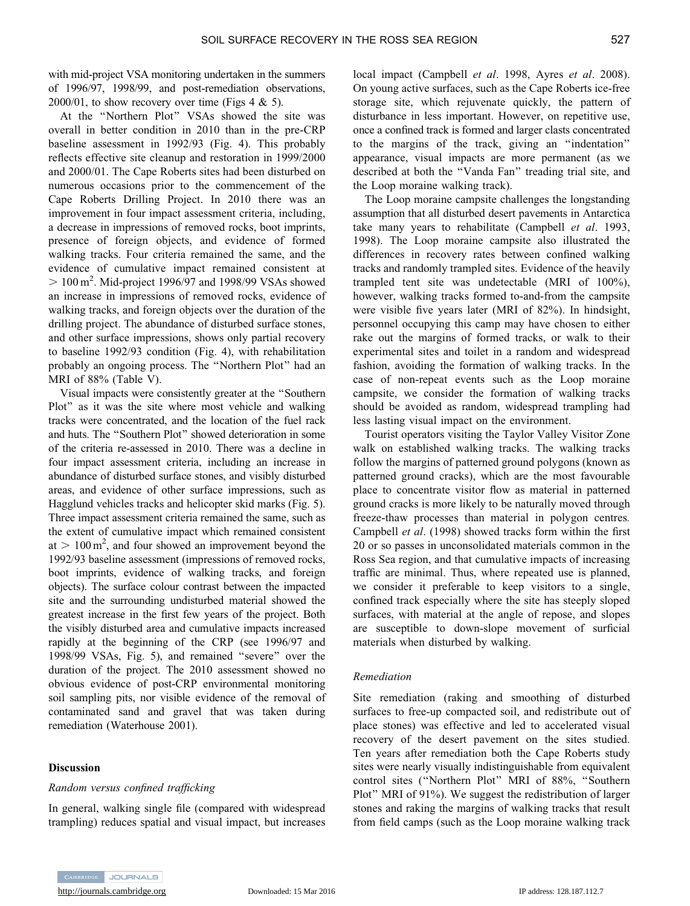with mid-project VSA monitoring undertaken in the summers of 1996/97, 1998/99, and post-remediation observations, 2000/01, to show recovery over time (Figs 4 & 5).

At the "Northern Plot" VSAs showed the site was overall in better condition in 2010 than in the pre-CRP baseline assessment in 1992/93 (Fig. 4). This probably reflects effective site cleanup and restoration in 1999/2000 and 2000/01. The Cape Roberts sites had been disturbed on numerous occasions prior to the commencement of the Cape Roberts Drilling Project. In 2010 there was an improvement in four impact assessment criteria, including, a decrease in impressions of removed rocks, boot imprints, presence of foreign objects, and evidence of formed walking tracks. Four criteria remained the same, and the evidence of cumulative impact remained consistent at $> 100\,m^2$. Mid-project 1996/97 and 1998/99 VSAs showed an increase in impressions of removed rocks, evidence of walking tracks, and foreign objects over the duration of the drilling project. The abundance of disturbed surface stones, and other surface impressions, shows only partial recovery to baseline 1992/93 condition (Fig. 4), with rehabilitation probably an ongoing process. The "Northern Plot" had an MRI of 88% (Table V).

Visual impacts were consistently greater at the "Southern Plot" as it was the site where most vehicle and walking tracks were concentrated, and the location of the fuel rack and huts. The "Southern Plot" showed deterioration in some of the criteria re-assessed in 2010. There was a decline in four impact assessment criteria, including an increase in abundance of disturbed surface stones, and visibly disturbed areas, and evidence of other surface impressions, such as Hagglund vehicles tracks and helicopter skid marks (Fig. 5). Three impact assessment criteria remained the same, such as the extent of cumulative impact which remained consistent at $> 100\,m^2$, and four showed an improvement beyond the 1992/93 baseline assessment (impressions of removed rocks, boot imprints, evidence of walking tracks, and foreign objects). The surface colour contrast between the impacted site and the surrounding undisturbed material showed the greatest increase in the first few years of the project. Both the visibly disturbed area and cumulative impacts increased rapidly at the beginning of the CRP (see 1996/97 and 1998/99 VSAs, Fig. 5), and remained "severe" over the duration of the project. The 2010 assessment showed no obvious evidence of post-CRP environmental monitoring soil sampling pits, nor visible evidence of the removal of contaminated sand and gravel that was taken during remediation (Waterhouse 2001).

## Discussion

### *Random versus confined trafficking*

In general, walking single file (compared with widespread trampling) reduces spatial and visual impact, but increases local impact (Campbell *et al*. 1998, Ayres *et al*. 2008). On young active surfaces, such as the Cape Roberts ice-free storage site, which rejuvenate quickly, the pattern of disturbance in less important. However, on repetitive use, once a confined track is formed and larger clasts concentrated to the margins of the track, giving an "indentation" appearance, visual impacts are more permanent (as we described at both the "Vanda Fan" treading trial site, and the Loop moraine walking track).

The Loop moraine campsite challenges the longstanding assumption that all disturbed desert pavements in Antarctica take many years to rehabilitate (Campbell *et al*. 1993, 1998). The Loop moraine campsite also illustrated the differences in recovery rates between confined walking tracks and randomly trampled sites. Evidence of the heavily trampled tent site was undetectable (MRI of 100%), however, walking tracks formed to-and-from the campsite were visible five years later (MRI of 82%). In hindsight, personnel occupying this camp may have chosen to either rake out the margins of formed tracks, or walk to their experimental sites and toilet in a random and widespread fashion, avoiding the formation of walking tracks. In the case of non-repeat events such as the Loop moraine campsite, we consider the formation of walking tracks should be avoided as random, widespread trampling had less lasting visual impact on the environment.

Tourist operators visiting the Taylor Valley Visitor Zone walk on established walking tracks. The walking tracks follow the margins of patterned ground polygons (known as patterned ground cracks), which are the most favourable place to concentrate visitor flow as material in patterned ground cracks is more likely to be naturally moved through freeze-thaw processes than material in polygon centres. Campbell *et al*. (1998) showed tracks form within the first 20 or so passes in unconsolidated materials common in the Ross Sea region, and that cumulative impacts of increasing traffic are minimal. Thus, where repeated use is planned, we consider it preferable to keep visitors to a single, confined track especially where the site has steeply sloped surfaces, with material at the angle of repose, and slopes are susceptible to down-slope movement of surficial materials when disturbed by walking.

### *Remediation*

Site remediation (raking and smoothing of disturbed surfaces to free-up compacted soil, and redistribute out of place stones) was effective and led to accelerated visual recovery of the desert pavement on the sites studied. Ten years after remediation both the Cape Roberts study sites were nearly visually indistinguishable from equivalent control sites ("Northern Plot" MRI of 88%, "Southern Plot" MRI of 91%). We suggest the redistribution of larger stones and raking the margins of walking tracks that result from field camps (such as the Loop moraine walking track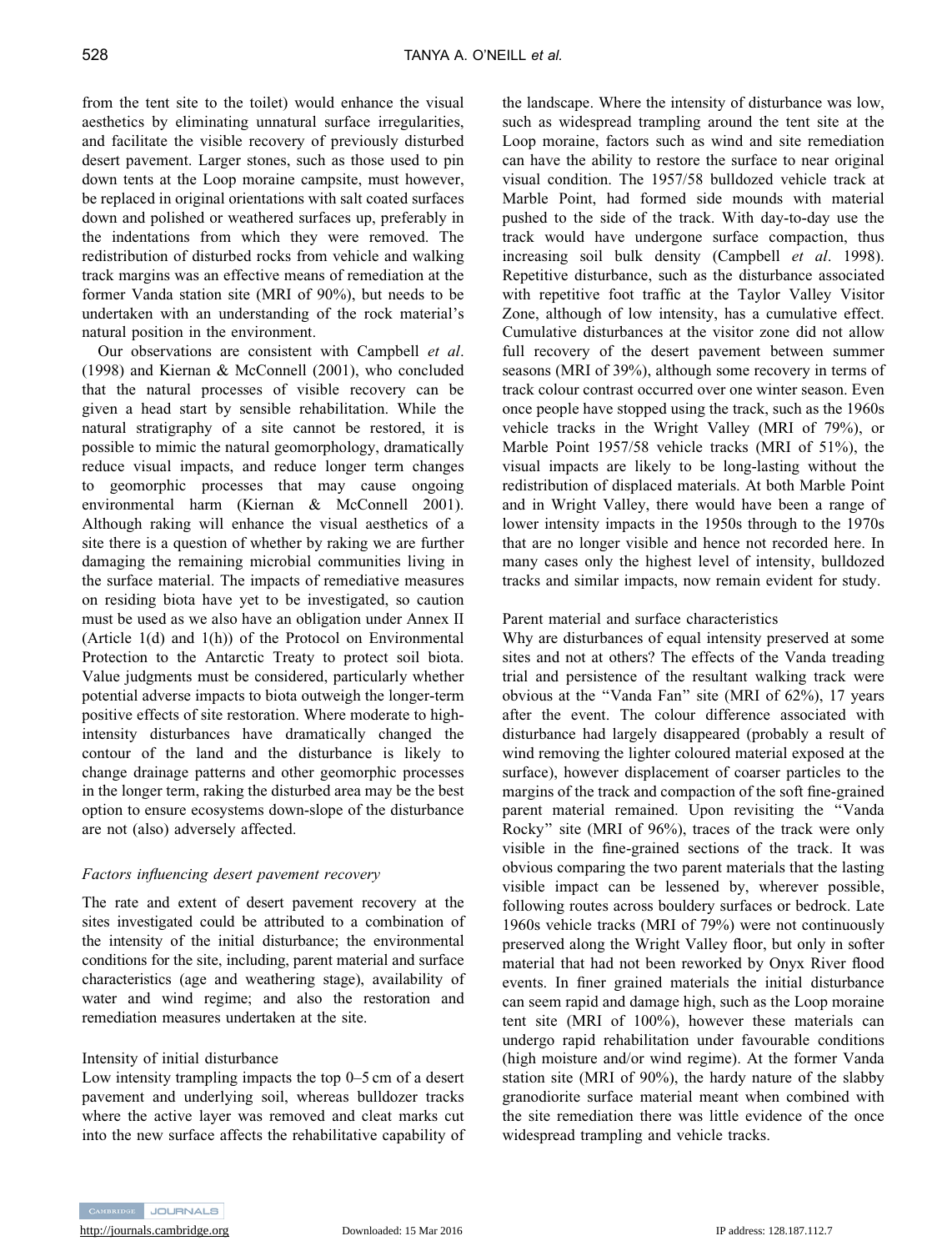from the tent site to the toilet) would enhance the visual aesthetics by eliminating unnatural surface irregularities, and facilitate the visible recovery of previously disturbed desert pavement. Larger stones, such as those used to pin down tents at the Loop moraine campsite, must however, be replaced in original orientations with salt coated surfaces down and polished or weathered surfaces up, preferably in the indentations from which they were removed. The redistribution of disturbed rocks from vehicle and walking track margins was an effective means of remediation at the former Vanda station site (MRI of 90%), but needs to be undertaken with an understanding of the rock material's natural position in the environment.

Our observations are consistent with Campbell *et al*. (1998) and Kiernan & McConnell (2001), who concluded that the natural processes of visible recovery can be given a head start by sensible rehabilitation. While the natural stratigraphy of a site cannot be restored, it is possible to mimic the natural geomorphology, dramatically reduce visual impacts, and reduce longer term changes to geomorphic processes that may cause ongoing environmental harm (Kiernan & McConnell 2001). Although raking will enhance the visual aesthetics of a site there is a question of whether by raking we are further damaging the remaining microbial communities living in the surface material. The impacts of remediative measures on residing biota have yet to be investigated, so caution must be used as we also have an obligation under Annex II (Article 1(d) and 1(h)) of the Protocol on Environmental Protection to the Antarctic Treaty to protect soil biota. Value judgments must be considered, particularly whether potential adverse impacts to biota outweigh the longer-term positive effects of site restoration. Where moderate to high-intensity disturbances have dramatically changed the contour of the land and the disturbance is likely to change drainage patterns and other geomorphic processes in the longer term, raking the disturbed area may be the best option to ensure ecosystems down-slope of the disturbance are not (also) adversely affected.

### *Factors influencing desert pavement recovery*

The rate and extent of desert pavement recovery at the sites investigated could be attributed to a combination of the intensity of the initial disturbance; the environmental conditions for the site, including, parent material and surface characteristics (age and weathering stage), availability of water and wind regime; and also the restoration and remediation measures undertaken at the site.

#### Intensity of initial disturbance

Low intensity trampling impacts the top 0–5 cm of a desert pavement and underlying soil, whereas bulldozer tracks where the active layer was removed and cleat marks cut into the new surface affects the rehabilitative capability of the landscape. Where the intensity of disturbance was low, such as widespread trampling around the tent site at the Loop moraine, factors such as wind and site remediation can have the ability to restore the surface to near original visual condition. The 1957/58 bulldozed vehicle track at Marble Point, had formed side mounds with material pushed to the side of the track. With day-to-day use the track would have undergone surface compaction, thus increasing soil bulk density (Campbell *et al*. 1998). Repetitive disturbance, such as the disturbance associated with repetitive foot traffic at the Taylor Valley Visitor Zone, although of low intensity, has a cumulative effect. Cumulative disturbances at the visitor zone did not allow full recovery of the desert pavement between summer seasons (MRI of 39%), although some recovery in terms of track colour contrast occurred over one winter season. Even once people have stopped using the track, such as the 1960s vehicle tracks in the Wright Valley (MRI of 79%), or Marble Point 1957/58 vehicle tracks (MRI of 51%), the visual impacts are likely to be long-lasting without the redistribution of displaced materials. At both Marble Point and in Wright Valley, there would have been a range of lower intensity impacts in the 1950s through to the 1970s that are no longer visible and hence not recorded here. In many cases only the highest level of intensity, bulldozed tracks and similar impacts, now remain evident for study.

#### Parent material and surface characteristics

Why are disturbances of equal intensity preserved at some sites and not at others? The effects of the Vanda treading trial and persistence of the resultant walking track were obvious at the "Vanda Fan" site (MRI of 62%), 17 years after the event. The colour difference associated with disturbance had largely disappeared (probably a result of wind removing the lighter coloured material exposed at the surface), however displacement of coarser particles to the margins of the track and compaction of the soft fine-grained parent material remained. Upon revisiting the "Vanda Rocky" site (MRI of 96%), traces of the track were only visible in the fine-grained sections of the track. It was obvious comparing the two parent materials that the lasting visible impact can be lessened by, wherever possible, following routes across bouldery surfaces or bedrock. Late 1960s vehicle tracks (MRI of 79%) were not continuously preserved along the Wright Valley floor, but only in softer material that had not been reworked by Onyx River flood events. In finer grained materials the initial disturbance can seem rapid and damage high, such as the Loop moraine tent site (MRI of 100%), however these materials can undergo rapid rehabilitation under favourable conditions (high moisture and/or wind regime). At the former Vanda station site (MRI of 90%), the hardy nature of the slabby granodiorite surface material meant when combined with the site remediation there was little evidence of the once widespread trampling and vehicle tracks.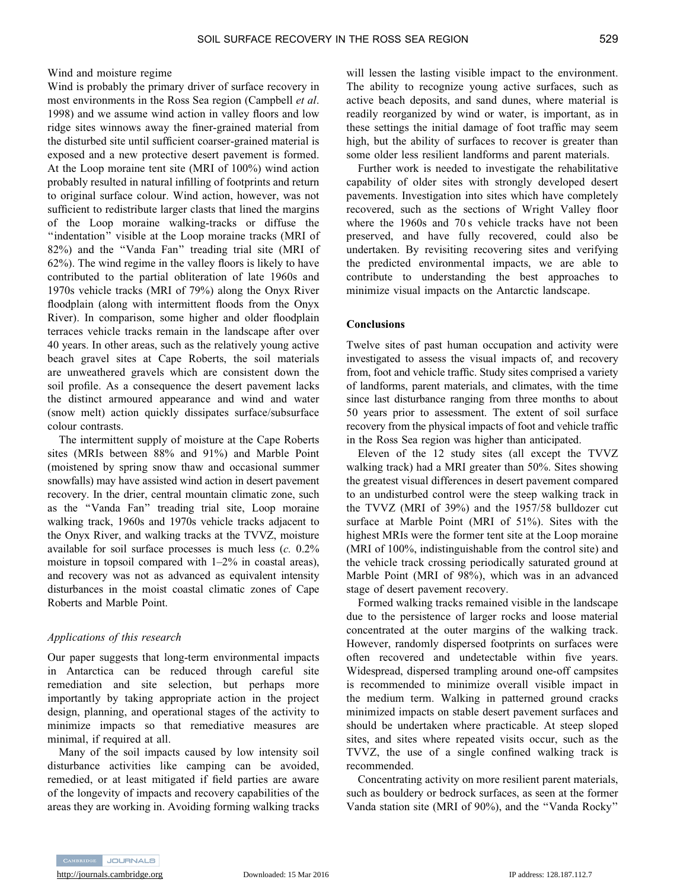Wind and moisture regime

Wind is probably the primary driver of surface recovery in most environments in the Ross Sea region (Campbell *et al*. 1998) and we assume wind action in valley floors and low ridge sites winnows away the finer-grained material from the disturbed site until sufficient coarser-grained material is exposed and a new protective desert pavement is formed. At the Loop moraine tent site (MRI of 100%) wind action probably resulted in natural infilling of footprints and return to original surface colour. Wind action, however, was not sufficient to redistribute larger clasts that lined the margins of the Loop moraine walking-tracks or diffuse the "indentation" visible at the Loop moraine tracks (MRI of 82%) and the "Vanda Fan" treading trial site (MRI of 62%). The wind regime in the valley floors is likely to have contributed to the partial obliteration of late 1960s and 1970s vehicle tracks (MRI of 79%) along the Onyx River floodplain (along with intermittent floods from the Onyx River). In comparison, some higher and older floodplain terraces vehicle tracks remain in the landscape after over 40 years. In other areas, such as the relatively young active beach gravel sites at Cape Roberts, the soil materials are unweathered gravels which are consistent down the soil profile. As a consequence the desert pavement lacks the distinct armoured appearance and wind and water (snow melt) action quickly dissipates surface/subsurface colour contrasts.

The intermittent supply of moisture at the Cape Roberts sites (MRIs between 88% and 91%) and Marble Point (moistened by spring snow thaw and occasional summer snowfalls) may have assisted wind action in desert pavement recovery. In the drier, central mountain climatic zone, such as the "Vanda Fan" treading trial site, Loop moraine walking track, 1960s and 1970s vehicle tracks adjacent to the Onyx River, and walking tracks at the TVVZ, moisture available for soil surface processes is much less (*c*. 0.2% moisture in topsoil compared with 1–2% in coastal areas), and recovery was not as advanced as equivalent intensity disturbances in the moist coastal climatic zones of Cape Roberts and Marble Point.

### *Applications of this research*

Our paper suggests that long-term environmental impacts in Antarctica can be reduced through careful site remediation and site selection, but perhaps more importantly by taking appropriate action in the project design, planning, and operational stages of the activity to minimize impacts so that remediative measures are minimal, if required at all.

Many of the soil impacts caused by low intensity soil disturbance activities like camping can be avoided, remedied, or at least mitigated if field parties are aware of the longevity of impacts and recovery capabilities of the areas they are working in. Avoiding forming walking tracks will lessen the lasting visible impact to the environment. The ability to recognize young active surfaces, such as active beach deposits, and sand dunes, where material is readily reorganized by wind or water, is important, as in these settings the initial damage of foot traffic may seem high, but the ability of surfaces to recover is greater than some older less resilient landforms and parent materials.

Further work is needed to investigate the rehabilitative capability of older sites with strongly developed desert pavements. Investigation into sites which have completely recovered, such as the sections of Wright Valley floor where the 1960s and 70 s vehicle tracks have not been preserved, and have fully recovered, could also be undertaken. By revisiting recovering sites and verifying the predicted environmental impacts, we are able to contribute to understanding the best approaches to minimize visual impacts on the Antarctic landscape.

## Conclusions

Twelve sites of past human occupation and activity were investigated to assess the visual impacts of, and recovery from, foot and vehicle traffic. Study sites comprised a variety of landforms, parent materials, and climates, with the time since last disturbance ranging from three months to about 50 years prior to assessment. The extent of soil surface recovery from the physical impacts of foot and vehicle traffic in the Ross Sea region was higher than anticipated.

Eleven of the 12 study sites (all except the TVVZ walking track) had a MRI greater than 50%. Sites showing the greatest visual differences in desert pavement compared to an undisturbed control were the steep walking track in the TVVZ (MRI of 39%) and the 1957/58 bulldozer cut surface at Marble Point (MRI of 51%). Sites with the highest MRIs were the former tent site at the Loop moraine (MRI of 100%, indistinguishable from the control site) and the vehicle track crossing periodically saturated ground at Marble Point (MRI of 98%), which was in an advanced stage of desert pavement recovery.

Formed walking tracks remained visible in the landscape due to the persistence of larger rocks and loose material concentrated at the outer margins of the walking track. However, randomly dispersed footprints on surfaces were often recovered and undetectable within five years. Widespread, dispersed trampling around one-off campsites is recommended to minimize overall visible impact in the medium term. Walking in patterned ground cracks minimized impacts on stable desert pavement surfaces and should be undertaken where practicable. At steep sloped sites, and sites where repeated visits occur, such as the TVVZ, the use of a single confined walking track is recommended.

Concentrating activity on more resilient parent materials, such as bouldery or bedrock surfaces, as seen at the former Vanda station site (MRI of 90%), and the "Vanda Rocky"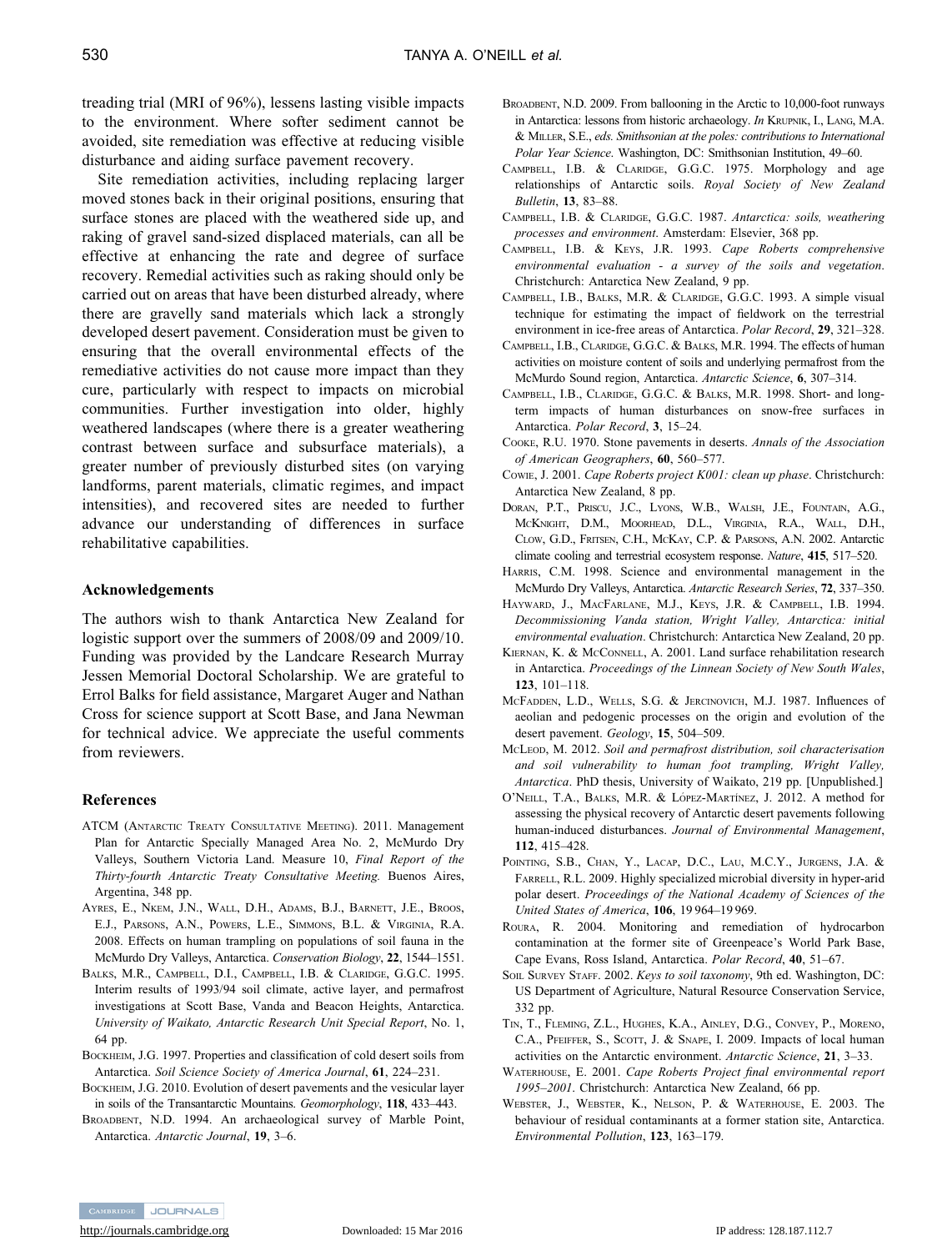treading trial (MRI of 96%), lessens lasting visible impacts to the environment. Where softer sediment cannot be avoided, site remediation was effective at reducing visible disturbance and aiding surface pavement recovery.

Site remediation activities, including replacing larger moved stones back in their original positions, ensuring that surface stones are placed with the weathered side up, and raking of gravel sand-sized displaced materials, can all be effective at enhancing the rate and degree of surface recovery. Remedial activities such as raking should only be carried out on areas that have been disturbed already, where there are gravelly sand materials which lack a strongly developed desert pavement. Consideration must be given to ensuring that the overall environmental effects of the remediative activities do not cause more impact than they cure, particularly with respect to impacts on microbial communities. Further investigation into older, highly weathered landscapes (where there is a greater weathering contrast between surface and subsurface materials), a greater number of previously disturbed sites (on varying landforms, parent materials, climatic regimes, and impact intensities), and recovered sites are needed to further advance our understanding of differences in surface rehabilitative capabilities.

## Acknowledgements

The authors wish to thank Antarctica New Zealand for logistic support over the summers of 2008/09 and 2009/10. Funding was provided by the Landcare Research Murray Jessen Memorial Doctoral Scholarship. We are grateful to Errol Balks for field assistance, Margaret Auger and Nathan Cross for science support at Scott Base, and Jana Newman for technical advice. We appreciate the useful comments from reviewers.

## References

ATCM (Antarctic Treaty Consultative Meeting). 2011. Management Plan for Antarctic Specially Managed Area No. 2, McMurdo Dry Valleys, Southern Victoria Land. Measure 10, *Final Report of the Thirty-fourth Antarctic Treaty Consultative Meeting.* Buenos Aires, Argentina, 348 pp.

Ayres, E., Nkem, J.N., Wall, D.H., Adams, B.J., Barnett, J.E., Broos, E.J., Parsons, A.N., Powers, L.E., Simmons, B.L. & Virginia, R.A. 2008. Effects on human trampling on populations of soil fauna in the McMurdo Dry Valleys, Antarctica. *Conservation Biology*, **22**, 1544–1551.

Balks, M.R., Campbell, D.I., Campbell, I.B. & Claridge, G.G.C. 1995. Interim results of 1993/94 soil climate, active layer, and permafrost investigations at Scott Base, Vanda and Beacon Heights, Antarctica. *University of Waikato, Antarctic Research Unit Special Report*, No. 1, 64 pp.

Bockheim, J.G. 1997. Properties and classification of cold desert soils from Antarctica. *Soil Science Society of America Journal*, **61**, 224–231.

Bockheim, J.G. 2010. Evolution of desert pavements and the vesicular layer in soils of the Transantarctic Mountains. *Geomorphology*, **118**, 433–443.

Broadbent, N.D. 1994. An archaeological survey of Marble Point, Antarctica. *Antarctic Journal*, **19**, 3–6.

Broadbent, N.D. 2009. From ballooning in the Arctic to 10,000-foot runways in Antarctica: lessons from historic archaeology. *In* Krupnik, I., Lang, M.A. & Miller, S.E., *eds. Smithsonian at the poles: contributions to International Polar Year Science.* Washington, DC: Smithsonian Institution, 49–60.

Campbell, I.B. & Claridge, G.G.C. 1975. Morphology and age relationships of Antarctic soils. *Royal Society of New Zealand Bulletin*, **13**, 83–88.

Campbell, I.B. & Claridge, G.G.C. 1987. *Antarctica: soils, weathering processes and environment*. Amsterdam: Elsevier, 368 pp.

Campbell, I.B. & Keys, J.R. 1993. *Cape Roberts comprehensive environmental evaluation - a survey of the soils and vegetation*. Christchurch: Antarctica New Zealand, 9 pp.

Campbell, I.B., Balks, M.R. & Claridge, G.G.C. 1993. A simple visual technique for estimating the impact of fieldwork on the terrestrial environment in ice-free areas of Antarctica. *Polar Record*, **29**, 321–328.

Campbell, I.B., Claridge, G.G.C. & Balks, M.R. 1994. The effects of human activities on moisture content of soils and underlying permafrost from the McMurdo Sound region, Antarctica. *Antarctic Science*, **6**, 307–314.

Campbell, I.B., Claridge, G.G.C. & Balks, M.R. 1998. Short- and long-term impacts of human disturbances on snow-free surfaces in Antarctica. *Polar Record*, **3**, 15–24.

Cooke, R.U. 1970. Stone pavements in deserts. *Annals of the Association of American Geographers*, **60**, 560–577.

Cowie, J. 2001. *Cape Roberts project K001: clean up phase*. Christchurch: Antarctica New Zealand, 8 pp.

Doran, P.T., Priscu, J.C., Lyons, W.B., Walsh, J.E., Fountain, A.G., McKnight, D.M., Moorhead, D.L., Virginia, R.A., Wall, D.H., Clow, G.D., Fritsen, C.H., McKay, C.P. & Parsons, A.N. 2002. Antarctic climate cooling and terrestrial ecosystem response. *Nature*, **415**, 517–520.

Harris, C.M. 1998. Science and environmental management in the McMurdo Dry Valleys, Antarctica. *Antarctic Research Series*, **72**, 337–350.

Hayward, J., MacFarlane, M.J., Keys, J.R. & Campbell, I.B. 1994. *Decommissioning Vanda station, Wright Valley, Antarctica: initial environmental evaluation*. Christchurch: Antarctica New Zealand, 20 pp.

Kiernan, K. & McConnell, A. 2001. Land surface rehabilitation research in Antarctica. *Proceedings of the Linnean Society of New South Wales*, **123**, 101–118.

McFadden, L.D., Wells, S.G. & Jercinovich, M.J. 1987. Influences of aeolian and pedogenic processes on the origin and evolution of the desert pavement. *Geology*, **15**, 504–509.

McLeod, M. 2012. *Soil and permafrost distribution, soil characterisation and soil vulnerability to human foot trampling, Wright Valley, Antarctica*. PhD thesis, University of Waikato, 219 pp. [Unpublished.]

O'Neill, T.A., Balks, M.R. & López-Martínez, J. 2012. A method for assessing the physical recovery of Antarctic desert pavements following human-induced disturbances. *Journal of Environmental Management*, **112**, 415–428.

Pointing, S.B., Chan, Y., Lacap, D.C., Lau, M.C.Y., Jurgens, J.A. & Farrell, R.L. 2009. Highly specialized microbial diversity in hyper-arid polar desert. *Proceedings of the National Academy of Sciences of the United States of America*, **106**, 19 964–19 969.

Roura, R. 2004. Monitoring and remediation of hydrocarbon contamination at the former site of Greenpeace's World Park Base, Cape Evans, Ross Island, Antarctica. *Polar Record*, **40**, 51–67.

Soil Survey Staff. 2002. *Keys to soil taxonomy*, 9th ed. Washington, DC: US Department of Agriculture, Natural Resource Conservation Service, 332 pp.

Tin, T., Fleming, Z.L., Hughes, K.A., Ainley, D.G., Convey, P., Moreno, C.A., Pfeiffer, S., Scott, J. & Snape, I. 2009. Impacts of local human activities on the Antarctic environment. *Antarctic Science*, **21**, 3–33.

Waterhouse, E. 2001. *Cape Roberts Project final environmental report 1995–2001*. Christchurch: Antarctica New Zealand, 66 pp.

Webster, J., Webster, K., Nelson, P. & Waterhouse, E. 2003. The behaviour of residual contaminants at a former station site, Antarctica. *Environmental Pollution*, **123**, 163–179.